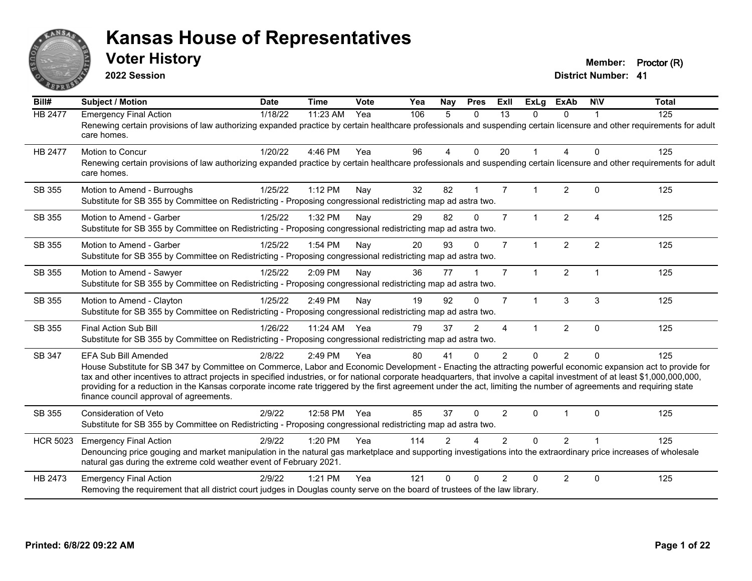# Kansas House of Representatives

## Voter History

**2022 Session**

**Member:** Proctor (R)
**District Number:** 41

| Bill# | Subject / Motion | Date | Time | Vote | Yea | Nay | Pres | ExII | ExLg | ExAb | N\V | Total |
|---|---|---|---|---|---|---|---|---|---|---|---|---|
| HB 2477 | Emergency Final Action | 1/18/22 | 11:23 AM | Yea | 106 | 5 | 0 | 13 | 0 | 0 | 1 | 125 |
| | Renewing certain provisions of law authorizing expanded practice by certain healthcare professionals and suspending certain licensure and other requirements for adult care homes. | | | | | | | | | | | |
| HB 2477 | Motion to Concur | 1/20/22 | 4:46 PM | Yea | 96 | 4 | 0 | 20 | 1 | 4 | 0 | 125 |
| | Renewing certain provisions of law authorizing expanded practice by certain healthcare professionals and suspending certain licensure and other requirements for adult care homes. | | | | | | | | | | | |
| SB 355 | Motion to Amend - Burroughs | 1/25/22 | 1:12 PM | Nay | 32 | 82 | 1 | 7 | 1 | 2 | 0 | 125 |
| | Substitute for SB 355 by Committee on Redistricting - Proposing congressional redistricting map ad astra two. | | | | | | | | | | | |
| SB 355 | Motion to Amend - Garber | 1/25/22 | 1:32 PM | Nay | 29 | 82 | 0 | 7 | 1 | 2 | 4 | 125 |
| | Substitute for SB 355 by Committee on Redistricting - Proposing congressional redistricting map ad astra two. | | | | | | | | | | | |
| SB 355 | Motion to Amend - Garber | 1/25/22 | 1:54 PM | Nay | 20 | 93 | 0 | 7 | 1 | 2 | 2 | 125 |
| | Substitute for SB 355 by Committee on Redistricting - Proposing congressional redistricting map ad astra two. | | | | | | | | | | | |
| SB 355 | Motion to Amend - Sawyer | 1/25/22 | 2:09 PM | Nay | 36 | 77 | 1 | 7 | 1 | 2 | 1 | 125 |
| | Substitute for SB 355 by Committee on Redistricting - Proposing congressional redistricting map ad astra two. | | | | | | | | | | | |
| SB 355 | Motion to Amend - Clayton | 1/25/22 | 2:49 PM | Nay | 19 | 92 | 0 | 7 | 1 | 3 | 3 | 125 |
| | Substitute for SB 355 by Committee on Redistricting - Proposing congressional redistricting map ad astra two. | | | | | | | | | | | |
| SB 355 | Final Action Sub Bill | 1/26/22 | 11:24 AM | Yea | 79 | 37 | 2 | 4 | 1 | 2 | 0 | 125 |
| | Substitute for SB 355 by Committee on Redistricting - Proposing congressional redistricting map ad astra two. | | | | | | | | | | | |
| SB 347 | EFA Sub Bill Amended | 2/8/22 | 2:49 PM | Yea | 80 | 41 | 0 | 2 | 0 | 2 | 0 | 125 |
| | House Substitute for SB 347 by Committee on Commerce, Labor and Economic Development - Enacting the attracting powerful economic expansion act to provide for tax and other incentives to attract projects in specified industries, or for national corporate headquarters, that involve a capital investment of at least $1,000,000,000, providing for a reduction in the Kansas corporate income rate triggered by the first agreement under the act, limiting the number of agreements and requiring state finance council approval of agreements. | | | | | | | | | | | |
| SB 355 | Consideration of Veto | 2/9/22 | 12:58 PM | Yea | 85 | 37 | 0 | 2 | 0 | 1 | 0 | 125 |
| | Substitute for SB 355 by Committee on Redistricting - Proposing congressional redistricting map ad astra two. | | | | | | | | | | | |
| HCR 5023 | Emergency Final Action | 2/9/22 | 1:20 PM | Yea | 114 | 2 | 4 | 2 | 0 | 2 | 1 | 125 |
| | Denouncing price gouging and market manipulation in the natural gas marketplace and supporting investigations into the extraordinary price increases of wholesale natural gas during the extreme cold weather event of February 2021. | | | | | | | | | | | |
| HB 2473 | Emergency Final Action | 2/9/22 | 1:21 PM | Yea | 121 | 0 | 0 | 2 | 0 | 2 | 0 | 125 |
| | Removing the requirement that all district court judges in Douglas county serve on the board of trustees of the law library. | | | | | | | | | | | |

**Printed: 6/8/22 09:22 AM**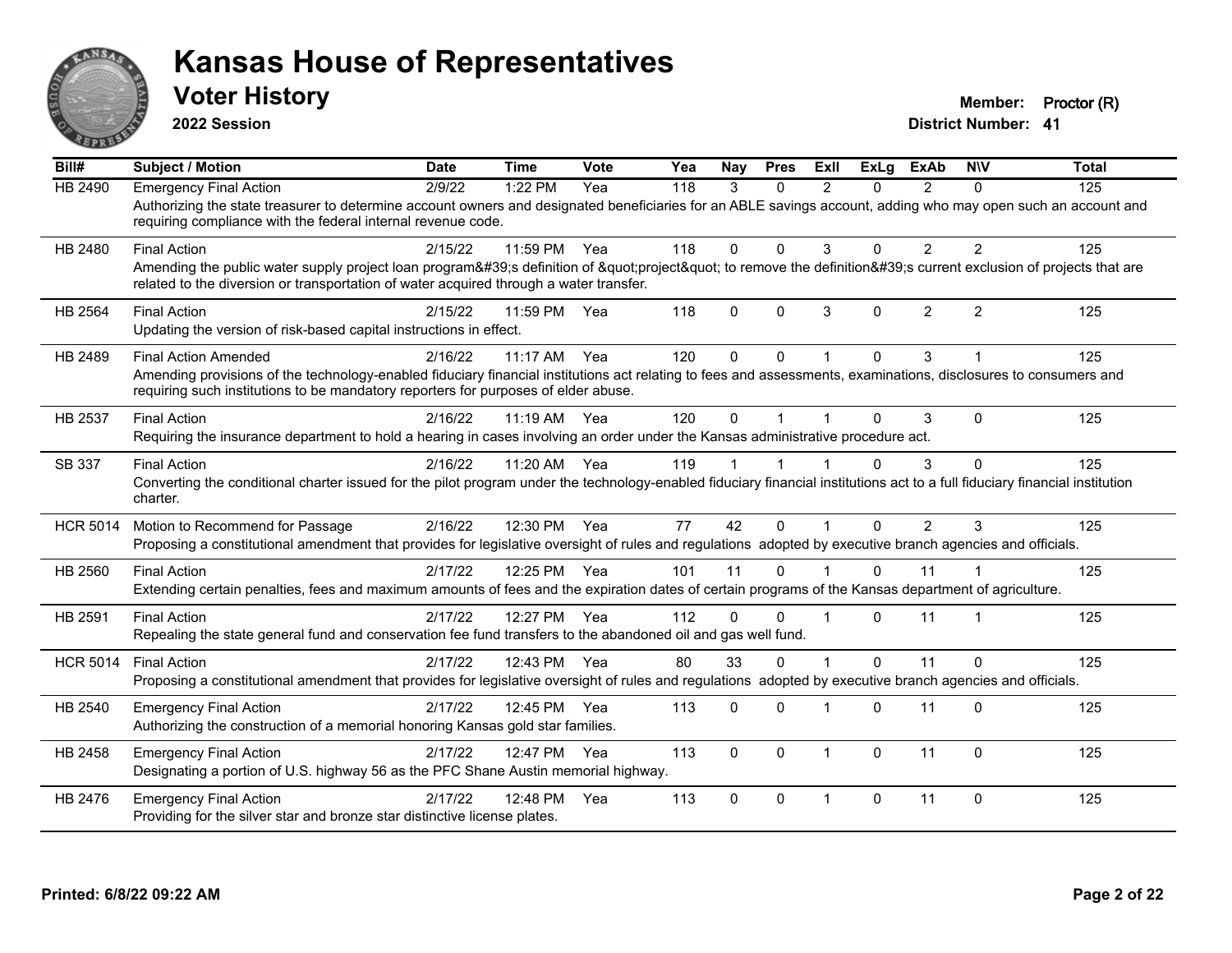# Kansas House of Representatives

## Voter History

**2022 Session**

**Member:** Proctor (R)
**District Number:** 41

| Bill# | Subject / Motion | Date | Time | Vote | Yea | Nay | Pres | ExII | ExLg | ExAb | N\V | Total |
|---|---|---|---|---|---|---|---|---|---|---|---|---|
| HB 2490 | Emergency Final Action | 2/9/22 | 1:22 PM | Yea | 118 | 3 | 0 | 2 | 0 | 2 | 0 | 125 |
| | Authorizing the state treasurer to determine account owners and designated beneficiaries for an ABLE savings account, adding who may open such an account and requiring compliance with the federal internal revenue code. | | | | | | | | | | | |
| HB 2480 | Final Action | 2/15/22 | 11:59 PM | Yea | 118 | 0 | 0 | 3 | 0 | 2 | 2 | 125 |
| | Amending the public water supply project loan program&#39;s definition of &quot;project&quot; to remove the definition&#39;s current exclusion of projects that are related to the diversion or transportation of water acquired through a water transfer. | | | | | | | | | | | |
| HB 2564 | Final Action | 2/15/22 | 11:59 PM | Yea | 118 | 0 | 0 | 3 | 0 | 2 | 2 | 125 |
| | Updating the version of risk-based capital instructions in effect. | | | | | | | | | | | |
| HB 2489 | Final Action Amended | 2/16/22 | 11:17 AM | Yea | 120 | 0 | 0 | 1 | 0 | 3 | 1 | 125 |
| | Amending provisions of the technology-enabled fiduciary financial institutions act relating to fees and assessments, examinations, disclosures to consumers and requiring such institutions to be mandatory reporters for purposes of elder abuse. | | | | | | | | | | | |
| HB 2537 | Final Action | 2/16/22 | 11:19 AM | Yea | 120 | 0 | 1 | 1 | 0 | 3 | 0 | 125 |
| | Requiring the insurance department to hold a hearing in cases involving an order under the Kansas administrative procedure act. | | | | | | | | | | | |
| SB 337 | Final Action | 2/16/22 | 11:20 AM | Yea | 119 | 1 | 1 | 1 | 0 | 3 | 0 | 125 |
| | Converting the conditional charter issued for the pilot program under the technology-enabled fiduciary financial institutions act to a full fiduciary financial institution charter. | | | | | | | | | | | |
| HCR 5014 | Motion to Recommend for Passage | 2/16/22 | 12:30 PM | Yea | 77 | 42 | 0 | 1 | 0 | 2 | 3 | 125 |
| | Proposing a constitutional amendment that provides for legislative oversight of rules and regulations adopted by executive branch agencies and officials. | | | | | | | | | | | |
| HB 2560 | Final Action | 2/17/22 | 12:25 PM | Yea | 101 | 11 | 0 | 1 | 0 | 11 | 1 | 125 |
| | Extending certain penalties, fees and maximum amounts of fees and the expiration dates of certain programs of the Kansas department of agriculture. | | | | | | | | | | | |
| HB 2591 | Final Action | 2/17/22 | 12:27 PM | Yea | 112 | 0 | 0 | 1 | 0 | 11 | 1 | 125 |
| | Repealing the state general fund and conservation fee fund transfers to the abandoned oil and gas well fund. | | | | | | | | | | | |
| HCR 5014 | Final Action | 2/17/22 | 12:43 PM | Yea | 80 | 33 | 0 | 1 | 0 | 11 | 0 | 125 |
| | Proposing a constitutional amendment that provides for legislative oversight of rules and regulations adopted by executive branch agencies and officials. | | | | | | | | | | | |
| HB 2540 | Emergency Final Action | 2/17/22 | 12:45 PM | Yea | 113 | 0 | 0 | 1 | 0 | 11 | 0 | 125 |
| | Authorizing the construction of a memorial honoring Kansas gold star families. | | | | | | | | | | | |
| HB 2458 | Emergency Final Action | 2/17/22 | 12:47 PM | Yea | 113 | 0 | 0 | 1 | 0 | 11 | 0 | 125 |
| | Designating a portion of U.S. highway 56 as the PFC Shane Austin memorial highway. | | | | | | | | | | | |
| HB 2476 | Emergency Final Action | 2/17/22 | 12:48 PM | Yea | 113 | 0 | 0 | 1 | 0 | 11 | 0 | 125 |
| | Providing for the silver star and bronze star distinctive license plates. | | | | | | | | | | | |

**Printed: 6/8/22 09:22 AM**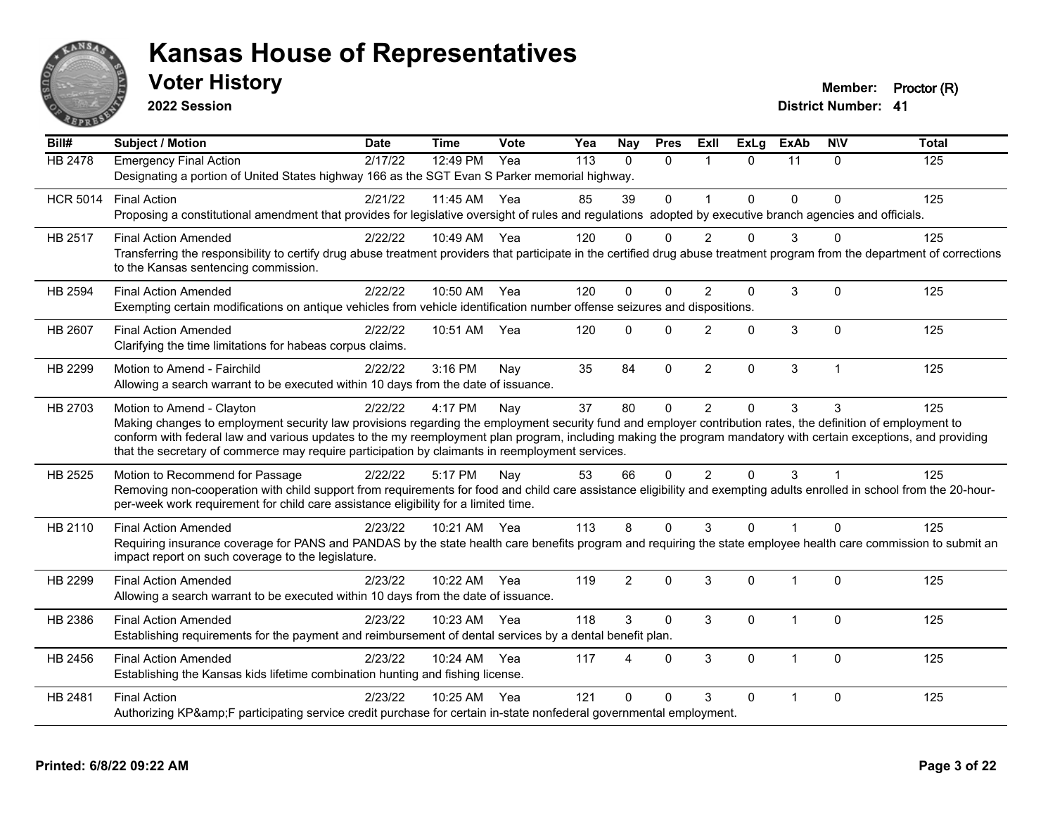# Kansas House of Representatives

## Voter History

**2022 Session**

**Member:** Proctor (R)
**District Number:** 41

| Bill# | Subject / Motion | Date | Time | Vote | Yea | Nay | Pres | ExII | ExLg | ExAb | N\V | Total |
|---|---|---|---|---|---|---|---|---|---|---|---|---|
| HB 2478 | Emergency Final Action | 2/17/22 | 12:49 PM | Yea | 113 | 0 | 0 | 1 | 0 | 11 | 0 | 125 |
| | Designating a portion of United States highway 166 as the SGT Evan S Parker memorial highway. | | | | | | | | | | | |
| HCR 5014 | Final Action | 2/21/22 | 11:45 AM | Yea | 85 | 39 | 0 | 1 | 0 | 0 | 0 | 125 |
| | Proposing a constitutional amendment that provides for legislative oversight of rules and regulations adopted by executive branch agencies and officials. | | | | | | | | | | | |
| HB 2517 | Final Action Amended | 2/22/22 | 10:49 AM | Yea | 120 | 0 | 0 | 2 | 0 | 3 | 0 | 125 |
| | Transferring the responsibility to certify drug abuse treatment providers that participate in the certified drug abuse treatment program from the department of corrections to the Kansas sentencing commission. | | | | | | | | | | | |
| HB 2594 | Final Action Amended | 2/22/22 | 10:50 AM | Yea | 120 | 0 | 0 | 2 | 0 | 3 | 0 | 125 |
| | Exempting certain modifications on antique vehicles from vehicle identification number offense seizures and dispositions. | | | | | | | | | | | |
| HB 2607 | Final Action Amended | 2/22/22 | 10:51 AM | Yea | 120 | 0 | 0 | 2 | 0 | 3 | 0 | 125 |
| | Clarifying the time limitations for habeas corpus claims. | | | | | | | | | | | |
| HB 2299 | Motion to Amend - Fairchild | 2/22/22 | 3:16 PM | Nay | 35 | 84 | 0 | 2 | 0 | 3 | 1 | 125 |
| | Allowing a search warrant to be executed within 10 days from the date of issuance. | | | | | | | | | | | |
| HB 2703 | Motion to Amend - Clayton | 2/22/22 | 4:17 PM | Nay | 37 | 80 | 0 | 2 | 0 | 3 | 3 | 125 |
| | Making changes to employment security law provisions regarding the employment security fund and employer contribution rates, the definition of employment to conform with federal law and various updates to the my reemployment plan program, including making the program mandatory with certain exceptions, and providing that the secretary of commerce may require participation by claimants in reemployment services. | | | | | | | | | | | |
| HB 2525 | Motion to Recommend for Passage | 2/22/22 | 5:17 PM | Nay | 53 | 66 | 0 | 2 | 0 | 3 | 1 | 125 |
| | Removing non-cooperation with child support from requirements for food and child care assistance eligibility and exempting adults enrolled in school from the 20-hour-per-week work requirement for child care assistance eligibility for a limited time. | | | | | | | | | | | |
| HB 2110 | Final Action Amended | 2/23/22 | 10:21 AM | Yea | 113 | 8 | 0 | 3 | 0 | 1 | 0 | 125 |
| | Requiring insurance coverage for PANS and PANDAS by the state health care benefits program and requiring the state employee health care commission to submit an impact report on such coverage to the legislature. | | | | | | | | | | | |
| HB 2299 | Final Action Amended | 2/23/22 | 10:22 AM | Yea | 119 | 2 | 0 | 3 | 0 | 1 | 0 | 125 |
| | Allowing a search warrant to be executed within 10 days from the date of issuance. | | | | | | | | | | | |
| HB 2386 | Final Action Amended | 2/23/22 | 10:23 AM | Yea | 118 | 3 | 0 | 3 | 0 | 1 | 0 | 125 |
| | Establishing requirements for the payment and reimbursement of dental services by a dental benefit plan. | | | | | | | | | | | |
| HB 2456 | Final Action Amended | 2/23/22 | 10:24 AM | Yea | 117 | 4 | 0 | 3 | 0 | 1 | 0 | 125 |
| | Establishing the Kansas kids lifetime combination hunting and fishing license. | | | | | | | | | | | |
| HB 2481 | Final Action | 2/23/22 | 10:25 AM | Yea | 121 | 0 | 0 | 3 | 0 | 1 | 0 | 125 |
| | Authorizing KP&amp;F participating service credit purchase for certain in-state nonfederal governmental employment. | | | | | | | | | | | |

**Printed: 6/8/22 09:22 AM**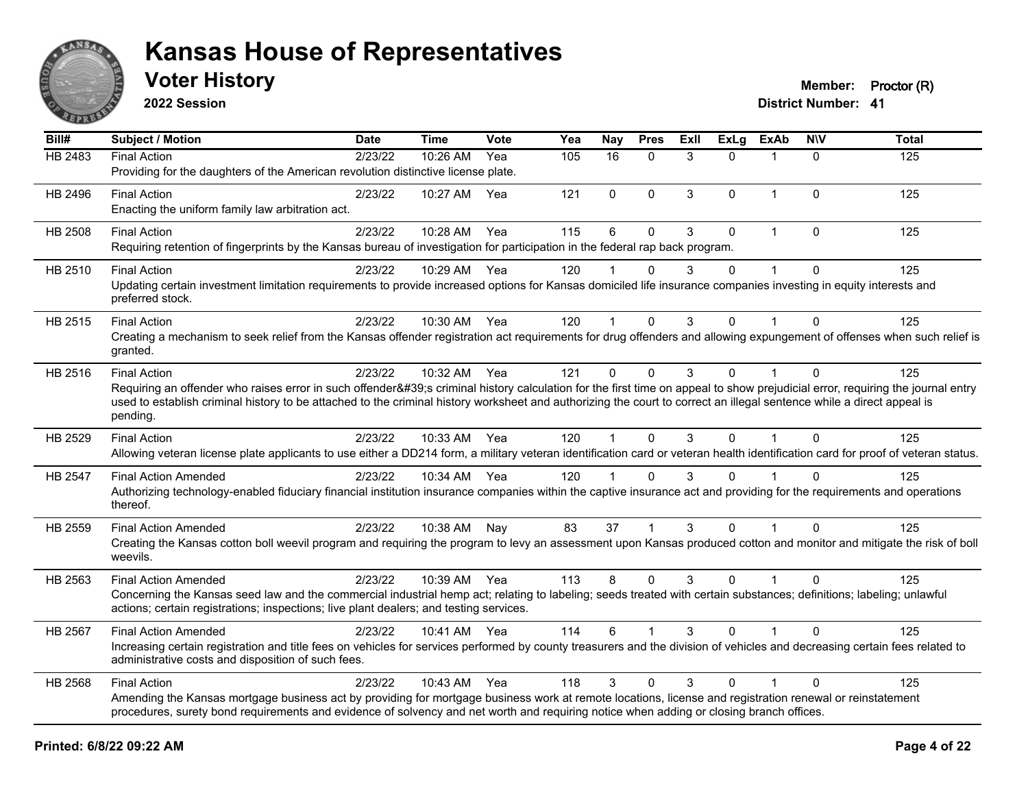# Kansas House of Representatives

## Voter History

**2022 Session**

**Member:** Proctor (R)
**District Number:** 41

| Bill# | Subject / Motion | Date | Time | Vote | Yea | Nay | Pres | ExII | ExLg | ExAb | N\V | Total |
|---|---|---|---|---|---|---|---|---|---|---|---|---|
| HB 2483 | Final Action<br>Providing for the daughters of the American revolution distinctive license plate. | 2/23/22 | 10:26 AM | Yea | 105 | 16 | 0 | 3 | 0 | 1 | 0 | 125 |
| HB 2496 | Final Action<br>Enacting the uniform family law arbitration act. | 2/23/22 | 10:27 AM | Yea | 121 | 0 | 0 | 3 | 0 | 1 | 0 | 125 |
| HB 2508 | Final Action<br>Requiring retention of fingerprints by the Kansas bureau of investigation for participation in the federal rap back program. | 2/23/22 | 10:28 AM | Yea | 115 | 6 | 0 | 3 | 0 | 1 | 0 | 125 |
| HB 2510 | Final Action<br>Updating certain investment limitation requirements to provide increased options for Kansas domiciled life insurance companies investing in equity interests and preferred stock. | 2/23/22 | 10:29 AM | Yea | 120 | 1 | 0 | 3 | 0 | 1 | 0 | 125 |
| HB 2515 | Final Action<br>Creating a mechanism to seek relief from the Kansas offender registration act requirements for drug offenders and allowing expungement of offenses when such relief is granted. | 2/23/22 | 10:30 AM | Yea | 120 | 1 | 0 | 3 | 0 | 1 | 0 | 125 |
| HB 2516 | Final Action<br>Requiring an offender who raises error in such offender&#39;s criminal history calculation for the first time on appeal to show prejudicial error, requiring the journal entry used to establish criminal history to be attached to the criminal history worksheet and authorizing the court to correct an illegal sentence while a direct appeal is pending. | 2/23/22 | 10:32 AM | Yea | 121 | 0 | 0 | 3 | 0 | 1 | 0 | 125 |
| HB 2529 | Final Action<br>Allowing veteran license plate applicants to use either a DD214 form, a military veteran identification card or veteran health identification card for proof of veteran status. | 2/23/22 | 10:33 AM | Yea | 120 | 1 | 0 | 3 | 0 | 1 | 0 | 125 |
| HB 2547 | Final Action Amended<br>Authorizing technology-enabled fiduciary financial institution insurance companies within the captive insurance act and providing for the requirements and operations thereof. | 2/23/22 | 10:34 AM | Yea | 120 | 1 | 0 | 3 | 0 | 1 | 0 | 125 |
| HB 2559 | Final Action Amended<br>Creating the Kansas cotton boll weevil program and requiring the program to levy an assessment upon Kansas produced cotton and monitor and mitigate the risk of boll weevils. | 2/23/22 | 10:38 AM | Nay | 83 | 37 | 1 | 3 | 0 | 1 | 0 | 125 |
| HB 2563 | Final Action Amended<br>Concerning the Kansas seed law and the commercial industrial hemp act; relating to labeling; seeds treated with certain substances; definitions; labeling; unlawful actions; certain registrations; inspections; live plant dealers; and testing services. | 2/23/22 | 10:39 AM | Yea | 113 | 8 | 0 | 3 | 0 | 1 | 0 | 125 |
| HB 2567 | Final Action Amended<br>Increasing certain registration and title fees on vehicles for services performed by county treasurers and the division of vehicles and decreasing certain fees related to administrative costs and disposition of such fees. | 2/23/22 | 10:41 AM | Yea | 114 | 6 | 1 | 3 | 0 | 1 | 0 | 125 |
| HB 2568 | Final Action<br>Amending the Kansas mortgage business act by providing for mortgage business work at remote locations, license and registration renewal or reinstatement procedures, surety bond requirements and evidence of solvency and net worth and requiring notice when adding or closing branch offices. | 2/23/22 | 10:43 AM | Yea | 118 | 3 | 0 | 3 | 0 | 1 | 0 | 125 |

**Printed: 6/8/22 09:22 AM**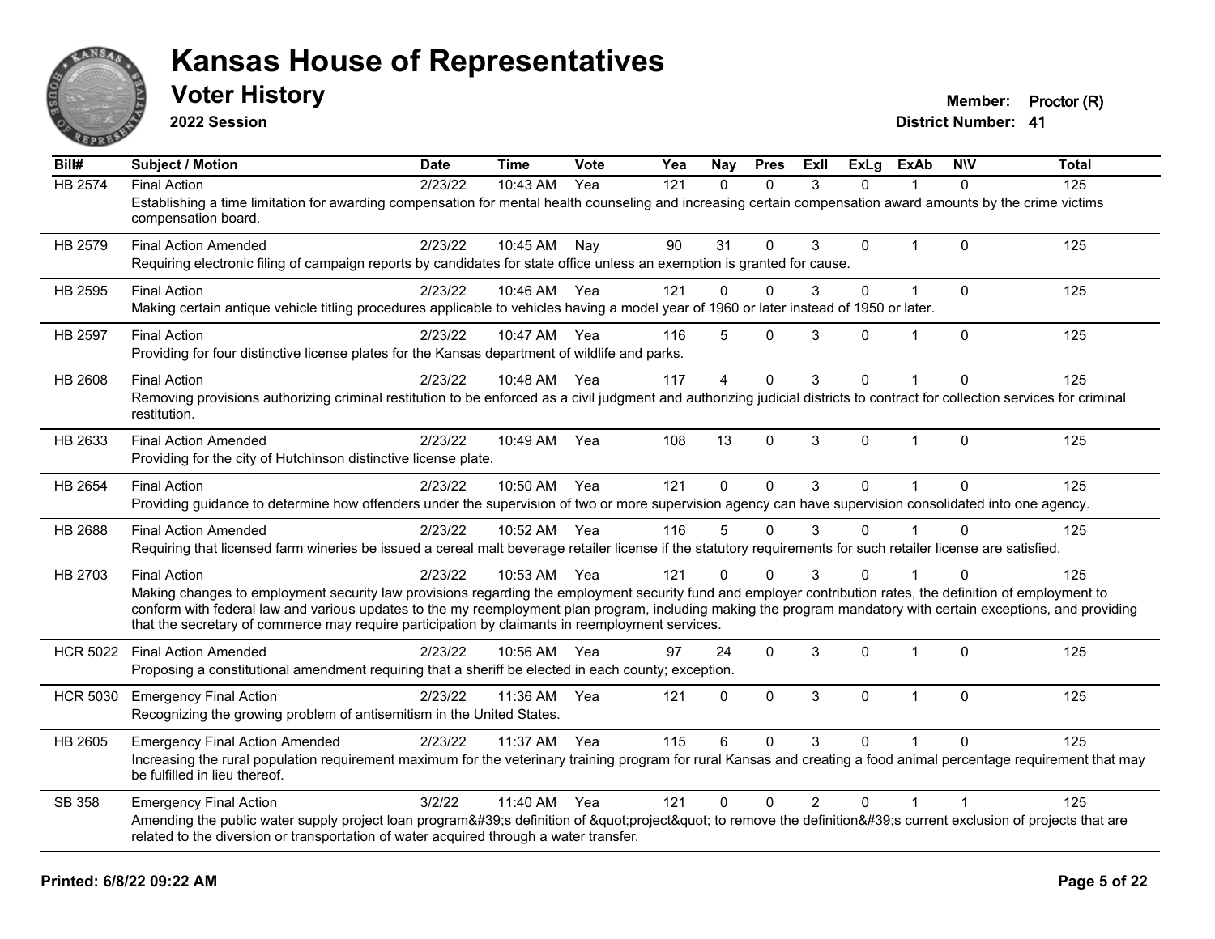# Kansas House of Representatives

## Voter History

**2022 Session**

**Member:** Proctor (R)
**District Number:** 41

| Bill# | Subject / Motion | Date | Time | Vote | Yea | Nay | Pres | ExII | ExLg | ExAb | N\V | Total |
|---|---|---|---|---|---|---|---|---|---|---|---|---|
| HB 2574 | Final Action | 2/23/22 | 10:43 AM | Yea | 121 | 0 | 0 | 3 | 0 | 1 | 0 | 125 |
| | Establishing a time limitation for awarding compensation for mental health counseling and increasing certain compensation award amounts by the crime victims compensation board. | | | | | | | | | | | |
| HB 2579 | Final Action Amended | 2/23/22 | 10:45 AM | Nay | 90 | 31 | 0 | 3 | 0 | 1 | 0 | 125 |
| | Requiring electronic filing of campaign reports by candidates for state office unless an exemption is granted for cause. | | | | | | | | | | | |
| HB 2595 | Final Action | 2/23/22 | 10:46 AM | Yea | 121 | 0 | 0 | 3 | 0 | 1 | 0 | 125 |
| | Making certain antique vehicle titling procedures applicable to vehicles having a model year of 1960 or later instead of 1950 or later. | | | | | | | | | | | |
| HB 2597 | Final Action | 2/23/22 | 10:47 AM | Yea | 116 | 5 | 0 | 3 | 0 | 1 | 0 | 125 |
| | Providing for four distinctive license plates for the Kansas department of wildlife and parks. | | | | | | | | | | | |
| HB 2608 | Final Action | 2/23/22 | 10:48 AM | Yea | 117 | 4 | 0 | 3 | 0 | 1 | 0 | 125 |
| | Removing provisions authorizing criminal restitution to be enforced as a civil judgment and authorizing judicial districts to contract for collection services for criminal restitution. | | | | | | | | | | | |
| HB 2633 | Final Action Amended | 2/23/22 | 10:49 AM | Yea | 108 | 13 | 0 | 3 | 0 | 1 | 0 | 125 |
| | Providing for the city of Hutchinson distinctive license plate. | | | | | | | | | | | |
| HB 2654 | Final Action | 2/23/22 | 10:50 AM | Yea | 121 | 0 | 0 | 3 | 0 | 1 | 0 | 125 |
| | Providing guidance to determine how offenders under the supervision of two or more supervision agency can have supervision consolidated into one agency. | | | | | | | | | | | |
| HB 2688 | Final Action Amended | 2/23/22 | 10:52 AM | Yea | 116 | 5 | 0 | 3 | 0 | 1 | 0 | 125 |
| | Requiring that licensed farm wineries be issued a cereal malt beverage retailer license if the statutory requirements for such retailer license are satisfied. | | | | | | | | | | | |
| HB 2703 | Final Action | 2/23/22 | 10:53 AM | Yea | 121 | 0 | 0 | 3 | 0 | 1 | 0 | 125 |
| | Making changes to employment security law provisions regarding the employment security fund and employer contribution rates, the definition of employment to conform with federal law and various updates to the my reemployment plan program, including making the program mandatory with certain exceptions, and providing that the secretary of commerce may require participation by claimants in reemployment services. | | | | | | | | | | | |
| HCR 5022 | Final Action Amended | 2/23/22 | 10:56 AM | Yea | 97 | 24 | 0 | 3 | 0 | 1 | 0 | 125 |
| | Proposing a constitutional amendment requiring that a sheriff be elected in each county; exception. | | | | | | | | | | | |
| HCR 5030 | Emergency Final Action | 2/23/22 | 11:36 AM | Yea | 121 | 0 | 0 | 3 | 0 | 1 | 0 | 125 |
| | Recognizing the growing problem of antisemitism in the United States. | | | | | | | | | | | |
| HB 2605 | Emergency Final Action Amended | 2/23/22 | 11:37 AM | Yea | 115 | 6 | 0 | 3 | 0 | 1 | 0 | 125 |
| | Increasing the rural population requirement maximum for the veterinary training program for rural Kansas and creating a food animal percentage requirement that may be fulfilled in lieu thereof. | | | | | | | | | | | |
| SB 358 | Emergency Final Action | 3/2/22 | 11:40 AM | Yea | 121 | 0 | 0 | 2 | 0 | 1 | 1 | 125 |
| | Amending the public water supply project loan program&#39;s definition of &quot;project&quot; to remove the definition&#39;s current exclusion of projects that are related to the diversion or transportation of water acquired through a water transfer. | | | | | | | | | | | |

**Printed: 6/8/22 09:22 AM**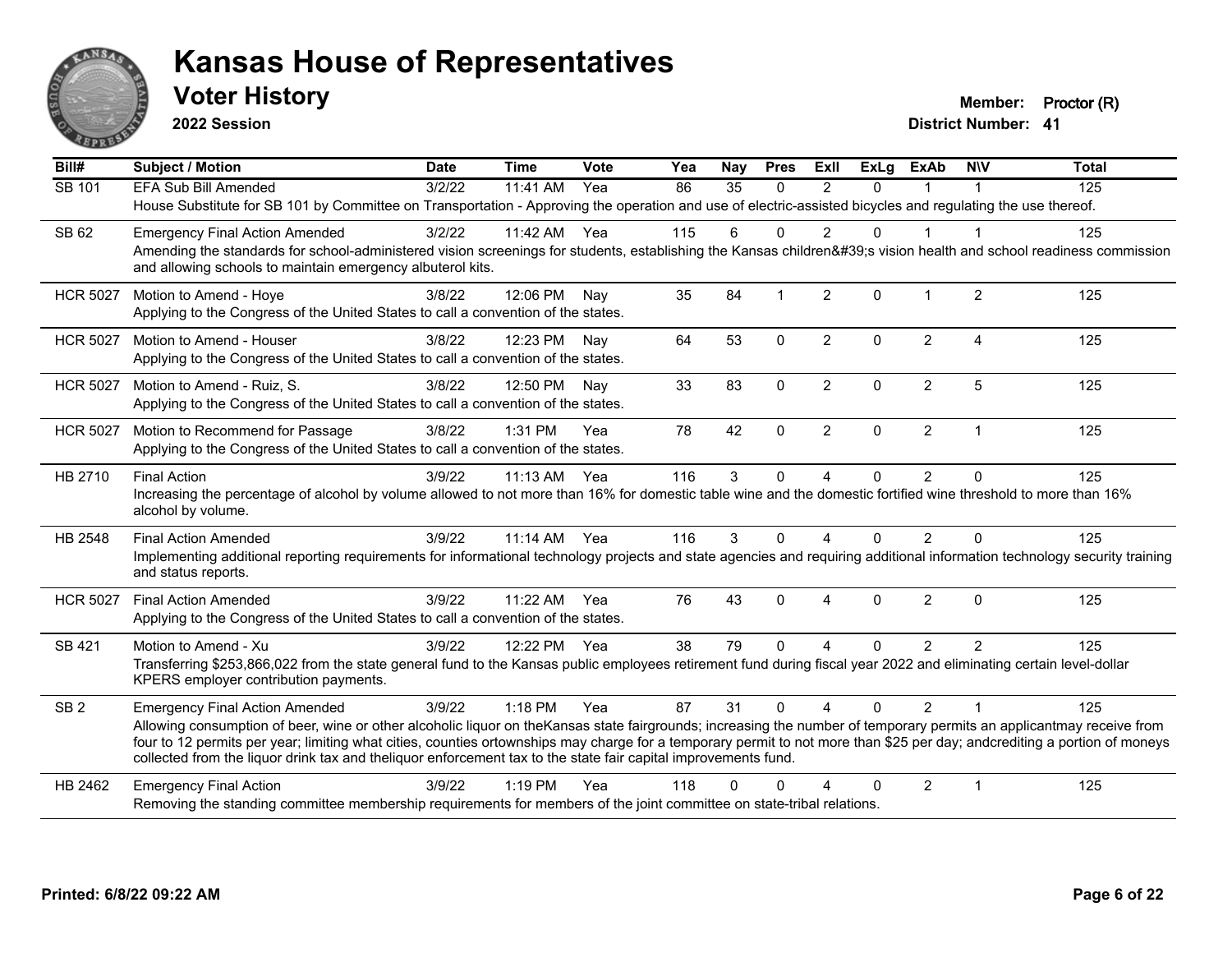# Kansas House of Representatives

## Voter History

**2022 Session**

**Member:** Proctor (R)

**District Number:** 41

| Bill# | Subject / Motion | Date | Time | Vote | Yea | Nay | Pres | ExII | ExLg | ExAb | N\V | Total |
|---|---|---|---|---|---|---|---|---|---|---|---|---|
| SB 101 | EFA Sub Bill Amended | 3/2/22 | 11:41 AM | Yea | 86 | 35 | 0 | 2 | 0 | 1 | 1 | 125 |
| | House Substitute for SB 101 by Committee on Transportation - Approving the operation and use of electric-assisted bicycles and regulating the use thereof. | | | | | | | | | | | |
| SB 62 | Emergency Final Action Amended | 3/2/22 | 11:42 AM | Yea | 115 | 6 | 0 | 2 | 0 | 1 | 1 | 125 |
| | Amending the standards for school-administered vision screenings for students, establishing the Kansas children&#39;s vision health and school readiness commission and allowing schools to maintain emergency albuterol kits. | | | | | | | | | | | |
| HCR 5027 | Motion to Amend - Hoye | 3/8/22 | 12:06 PM | Nay | 35 | 84 | 1 | 2 | 0 | 1 | 2 | 125 |
| | Applying to the Congress of the United States to call a convention of the states. | | | | | | | | | | | |
| HCR 5027 | Motion to Amend - Houser | 3/8/22 | 12:23 PM | Nay | 64 | 53 | 0 | 2 | 0 | 2 | 4 | 125 |
| | Applying to the Congress of the United States to call a convention of the states. | | | | | | | | | | | |
| HCR 5027 | Motion to Amend - Ruiz, S. | 3/8/22 | 12:50 PM | Nay | 33 | 83 | 0 | 2 | 0 | 2 | 5 | 125 |
| | Applying to the Congress of the United States to call a convention of the states. | | | | | | | | | | | |
| HCR 5027 | Motion to Recommend for Passage | 3/8/22 | 1:31 PM | Yea | 78 | 42 | 0 | 2 | 0 | 2 | 1 | 125 |
| | Applying to the Congress of the United States to call a convention of the states. | | | | | | | | | | | |
| HB 2710 | Final Action | 3/9/22 | 11:13 AM | Yea | 116 | 3 | 0 | 4 | 0 | 2 | 0 | 125 |
| | Increasing the percentage of alcohol by volume allowed to not more than 16% for domestic table wine and the domestic fortified wine threshold to more than 16% alcohol by volume. | | | | | | | | | | | |
| HB 2548 | Final Action Amended | 3/9/22 | 11:14 AM | Yea | 116 | 3 | 0 | 4 | 0 | 2 | 0 | 125 |
| | Implementing additional reporting requirements for informational technology projects and state agencies and requiring additional information technology security training and status reports. | | | | | | | | | | | |
| HCR 5027 | Final Action Amended | 3/9/22 | 11:22 AM | Yea | 76 | 43 | 0 | 4 | 0 | 2 | 0 | 125 |
| | Applying to the Congress of the United States to call a convention of the states. | | | | | | | | | | | |
| SB 421 | Motion to Amend - Xu | 3/9/22 | 12:22 PM | Yea | 38 | 79 | 0 | 4 | 0 | 2 | 2 | 125 |
| | Transferring $253,866,022 from the state general fund to the Kansas public employees retirement fund during fiscal year 2022 and eliminating certain level-dollar KPERS employer contribution payments. | | | | | | | | | | | |
| SB 2 | Emergency Final Action Amended | 3/9/22 | 1:18 PM | Yea | 87 | 31 | 0 | 4 | 0 | 2 | 1 | 125 |
| | Allowing consumption of beer, wine or other alcoholic liquor on theKansas state fairgrounds; increasing the number of temporary permits an applicantmay receive from four to 12 permits per year; limiting what cities, counties ortownships may charge for a temporary permit to not more than $25 per day; andcrediting a portion of moneys collected from the liquor drink tax and theliquor enforcement tax to the state fair capital improvements fund. | | | | | | | | | | | |
| HB 2462 | Emergency Final Action | 3/9/22 | 1:19 PM | Yea | 118 | 0 | 0 | 4 | 0 | 2 | 1 | 125 |
| | Removing the standing committee membership requirements for members of the joint committee on state-tribal relations. | | | | | | | | | | | |

**Printed: 6/8/22 09:22 AM**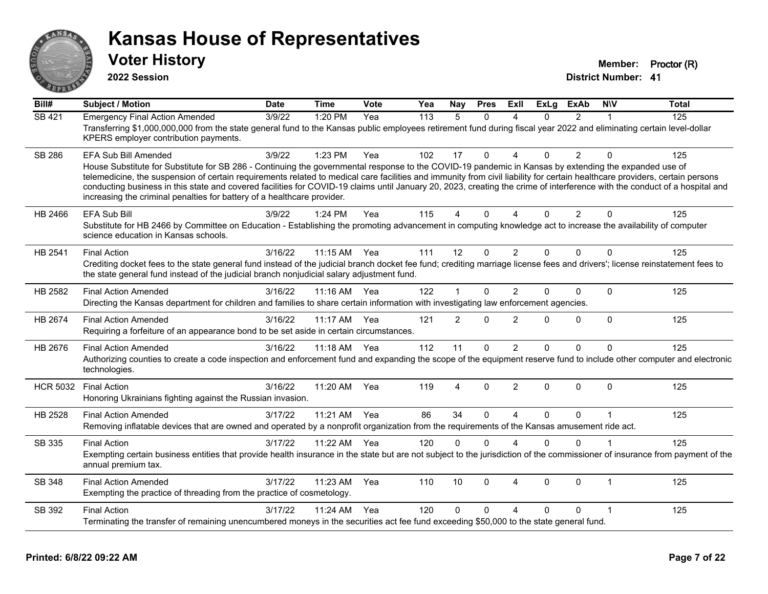# Kansas House of Representatives

## Voter History

**2022 Session**

**Member:** Proctor (R)
**District Number:** 41

| Bill# | Subject / Motion | Date | Time | Vote | Yea | Nay | Pres | ExII | ExLg | ExAb | N\V | Total |
|---|---|---|---|---|---|---|---|---|---|---|---|---|
| SB 421 | Emergency Final Action Amended | 3/9/22 | 1:20 PM | Yea | 113 | 5 | 0 | 4 | 0 | 2 | 1 | 125 |
| | Transferring $1,000,000,000 from the state general fund to the Kansas public employees retirement fund during fiscal year 2022 and eliminating certain level-dollar KPERS employer contribution payments. | | | | | | | | | | | |
| SB 286 | EFA Sub Bill Amended | 3/9/22 | 1:23 PM | Yea | 102 | 17 | 0 | 4 | 0 | 2 | 0 | 125 |
| | House Substitute for Substitute for SB 286 - Continuing the governmental response to the COVID-19 pandemic in Kansas by extending the expanded use of telemedicine, the suspension of certain requirements related to medical care facilities and immunity from civil liability for certain healthcare providers, certain persons conducting business in this state and covered facilities for COVID-19 claims until January 20, 2023, creating the crime of interference with the conduct of a hospital and increasing the criminal penalties for battery of a healthcare provider. | | | | | | | | | | | |
| HB 2466 | EFA Sub Bill | 3/9/22 | 1:24 PM | Yea | 115 | 4 | 0 | 4 | 0 | 2 | 0 | 125 |
| | Substitute for HB 2466 by Committee on Education - Establishing the promoting advancement in computing knowledge act to increase the availability of computer science education in Kansas schools. | | | | | | | | | | | |
| HB 2541 | Final Action | 3/16/22 | 11:15 AM | Yea | 111 | 12 | 0 | 2 | 0 | 0 | 0 | 125 |
| | Crediting docket fees to the state general fund instead of the judicial branch docket fee fund; crediting marriage license fees and drivers'; license reinstatement fees to the state general fund instead of the judicial branch nonjudicial salary adjustment fund. | | | | | | | | | | | |
| HB 2582 | Final Action Amended | 3/16/22 | 11:16 AM | Yea | 122 | 1 | 0 | 2 | 0 | 0 | 0 | 125 |
| | Directing the Kansas department for children and families to share certain information with investigating law enforcement agencies. | | | | | | | | | | | |
| HB 2674 | Final Action Amended | 3/16/22 | 11:17 AM | Yea | 121 | 2 | 0 | 2 | 0 | 0 | 0 | 125 |
| | Requiring a forfeiture of an appearance bond to be set aside in certain circumstances. | | | | | | | | | | | |
| HB 2676 | Final Action Amended | 3/16/22 | 11:18 AM | Yea | 112 | 11 | 0 | 2 | 0 | 0 | 0 | 125 |
| | Authorizing counties to create a code inspection and enforcement fund and expanding the scope of the equipment reserve fund to include other computer and electronic technologies. | | | | | | | | | | | |
| HCR 5032 | Final Action | 3/16/22 | 11:20 AM | Yea | 119 | 4 | 0 | 2 | 0 | 0 | 0 | 125 |
| | Honoring Ukrainians fighting against the Russian invasion. | | | | | | | | | | | |
| HB 2528 | Final Action Amended | 3/17/22 | 11:21 AM | Yea | 86 | 34 | 0 | 4 | 0 | 0 | 1 | 125 |
| | Removing inflatable devices that are owned and operated by a nonprofit organization from the requirements of the Kansas amusement ride act. | | | | | | | | | | | |
| SB 335 | Final Action | 3/17/22 | 11:22 AM | Yea | 120 | 0 | 0 | 4 | 0 | 0 | 1 | 125 |
| | Exempting certain business entities that provide health insurance in the state but are not subject to the jurisdiction of the commissioner of insurance from payment of the annual premium tax. | | | | | | | | | | | |
| SB 348 | Final Action Amended | 3/17/22 | 11:23 AM | Yea | 110 | 10 | 0 | 4 | 0 | 0 | 1 | 125 |
| | Exempting the practice of threading from the practice of cosmetology. | | | | | | | | | | | |
| SB 392 | Final Action | 3/17/22 | 11:24 AM | Yea | 120 | 0 | 0 | 4 | 0 | 0 | 1 | 125 |
| | Terminating the transfer of remaining unencumbered moneys in the securities act fee fund exceeding $50,000 to the state general fund. | | | | | | | | | | | |

**Printed: 6/8/22 09:22 AM**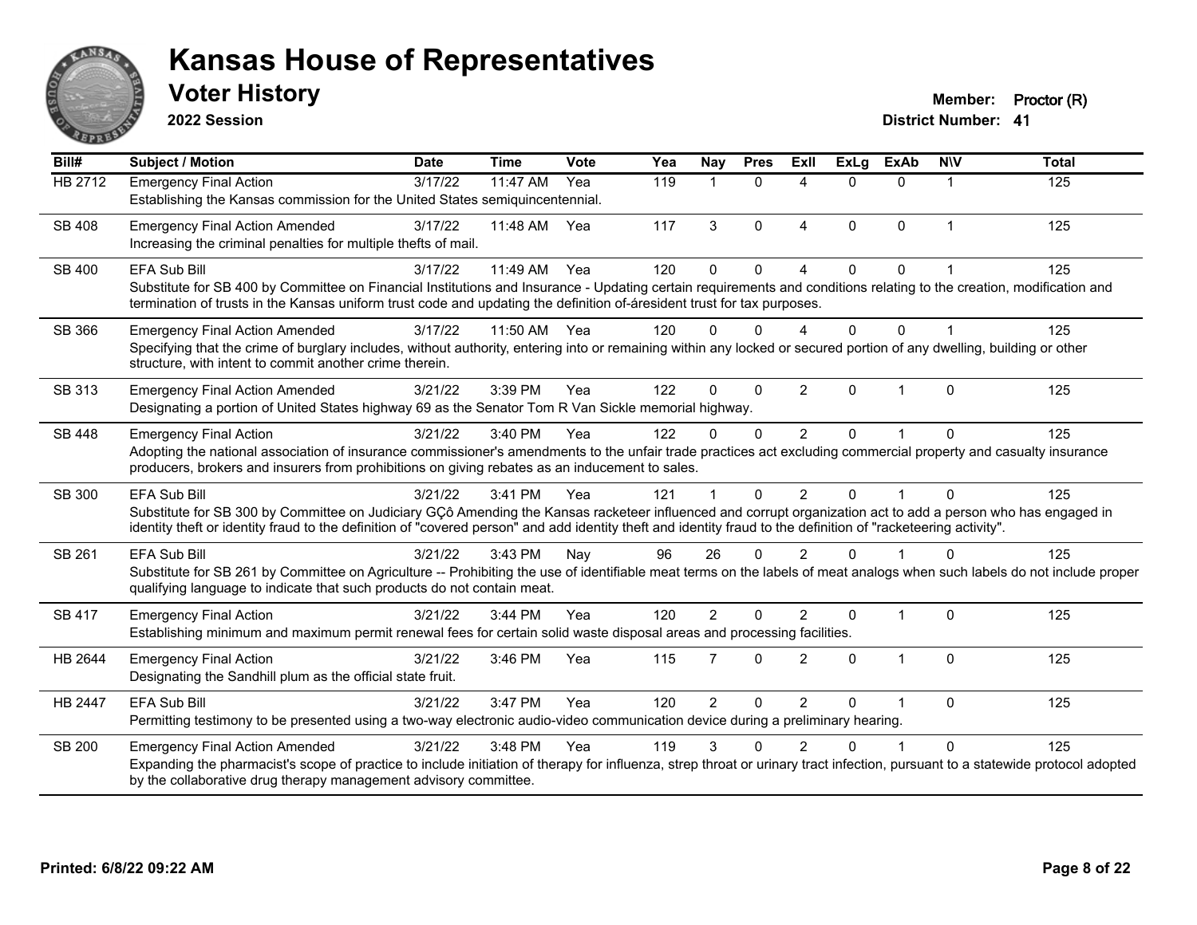# Kansas House of Representatives

## Voter History

**2022 Session**

**Member:** Proctor (R)
**District Number:** 41

| Bill# | Subject / Motion | Date | Time | Vote | Yea | Nay | Pres | ExII | ExLg | ExAb | N\V | Total |
|---|---|---|---|---|---|---|---|---|---|---|---|---|
| HB 2712 | Emergency Final Action<br>Establishing the Kansas commission for the United States semiquincentennial. | 3/17/22 | 11:47 AM | Yea | 119 | 1 | 0 | 4 | 0 | 0 | 1 | 125 |
| SB 408 | Emergency Final Action Amended<br>Increasing the criminal penalties for multiple thefts of mail. | 3/17/22 | 11:48 AM | Yea | 117 | 3 | 0 | 4 | 0 | 0 | 1 | 125 |
| SB 400 | EFA Sub Bill<br>Substitute for SB 400 by Committee on Financial Institutions and Insurance - Updating certain requirements and conditions relating to the creation, modification and termination of trusts in the Kansas uniform trust code and updating the definition of-áresident trust for tax purposes. | 3/17/22 | 11:49 AM | Yea | 120 | 0 | 0 | 4 | 0 | 0 | 1 | 125 |
| SB 366 | Emergency Final Action Amended<br>Specifying that the crime of burglary includes, without authority, entering into or remaining within any locked or secured portion of any dwelling, building or other structure, with intent to commit another crime therein. | 3/17/22 | 11:50 AM | Yea | 120 | 0 | 0 | 4 | 0 | 0 | 1 | 125 |
| SB 313 | Emergency Final Action Amended<br>Designating a portion of United States highway 69 as the Senator Tom R Van Sickle memorial highway. | 3/21/22 | 3:39 PM | Yea | 122 | 0 | 0 | 2 | 0 | 1 | 0 | 125 |
| SB 448 | Emergency Final Action<br>Adopting the national association of insurance commissioner's amendments to the unfair trade practices act excluding commercial property and casualty insurance producers, brokers and insurers from prohibitions on giving rebates as an inducement to sales. | 3/21/22 | 3:40 PM | Yea | 122 | 0 | 0 | 2 | 0 | 1 | 0 | 125 |
| SB 300 | EFA Sub Bill<br>Substitute for SB 300 by Committee on Judiciary GÇô Amending the Kansas racketeer influenced and corrupt organization act to add a person who has engaged in identity theft or identity fraud to the definition of "covered person" and add identity theft and identity fraud to the definition of "racketeering activity". | 3/21/22 | 3:41 PM | Yea | 121 | 1 | 0 | 2 | 0 | 1 | 0 | 125 |
| SB 261 | EFA Sub Bill<br>Substitute for SB 261 by Committee on Agriculture -- Prohibiting the use of identifiable meat terms on the labels of meat analogs when such labels do not include proper qualifying language to indicate that such products do not contain meat. | 3/21/22 | 3:43 PM | Nay | 96 | 26 | 0 | 2 | 0 | 1 | 0 | 125 |
| SB 417 | Emergency Final Action<br>Establishing minimum and maximum permit renewal fees for certain solid waste disposal areas and processing facilities. | 3/21/22 | 3:44 PM | Yea | 120 | 2 | 0 | 2 | 0 | 1 | 0 | 125 |
| HB 2644 | Emergency Final Action<br>Designating the Sandhill plum as the official state fruit. | 3/21/22 | 3:46 PM | Yea | 115 | 7 | 0 | 2 | 0 | 1 | 0 | 125 |
| HB 2447 | EFA Sub Bill<br>Permitting testimony to be presented using a two-way electronic audio-video communication device during a preliminary hearing. | 3/21/22 | 3:47 PM | Yea | 120 | 2 | 0 | 2 | 0 | 1 | 0 | 125 |
| SB 200 | Emergency Final Action Amended<br>Expanding the pharmacist's scope of practice to include initiation of therapy for influenza, strep throat or urinary tract infection, pursuant to a statewide protocol adopted by the collaborative drug therapy management advisory committee. | 3/21/22 | 3:48 PM | Yea | 119 | 3 | 0 | 2 | 0 | 1 | 0 | 125 |

**Printed: 6/8/22 09:22 AM**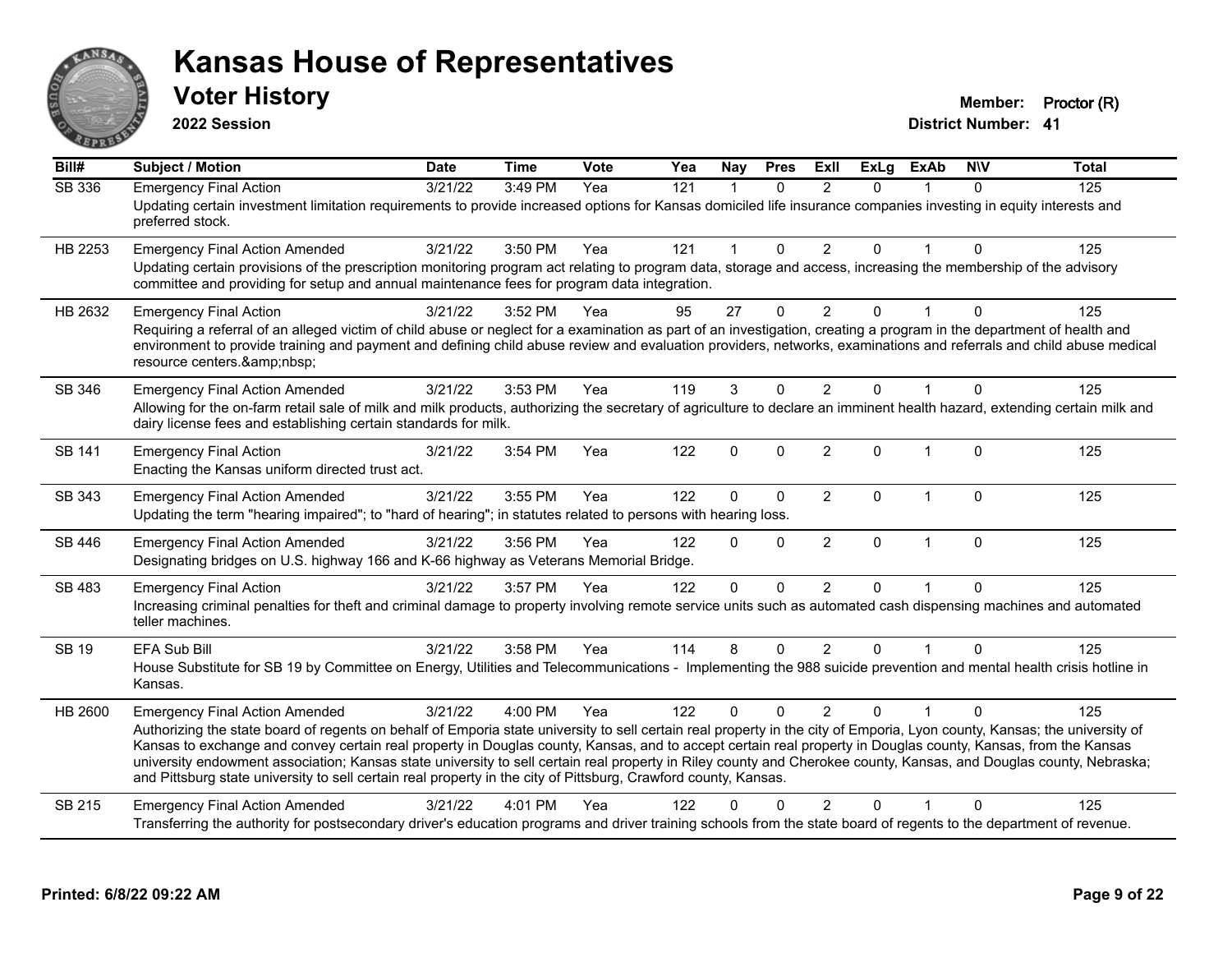# Kansas House of Representatives

## Voter History

**2022 Session**

**Member:** Proctor (R)
**District Number:** 41

| Bill# | Subject / Motion | Date | Time | Vote | Yea | Nay | Pres | ExII | ExLg | ExAb | N\V | Total |
|---|---|---|---|---|---|---|---|---|---|---|---|---|
| SB 336 | Emergency Final Action | 3/21/22 | 3:49 PM | Yea | 121 | 1 | 0 | 2 | 0 | 1 | 0 | 125 |
| | Updating certain investment limitation requirements to provide increased options for Kansas domiciled life insurance companies investing in equity interests and preferred stock. | | | | | | | | | | | |
| HB 2253 | Emergency Final Action Amended | 3/21/22 | 3:50 PM | Yea | 121 | 1 | 0 | 2 | 0 | 1 | 0 | 125 |
| | Updating certain provisions of the prescription monitoring program act relating to program data, storage and access, increasing the membership of the advisory committee and providing for setup and annual maintenance fees for program data integration. | | | | | | | | | | | |
| HB 2632 | Emergency Final Action | 3/21/22 | 3:52 PM | Yea | 95 | 27 | 0 | 2 | 0 | 1 | 0 | 125 |
| | Requiring a referral of an alleged victim of child abuse or neglect for a examination as part of an investigation, creating a program in the department of health and environment to provide training and payment and defining child abuse review and evaluation providers, networks, examinations and referrals and child abuse medical resource centers.&amp;nbsp; | | | | | | | | | | | |
| SB 346 | Emergency Final Action Amended | 3/21/22 | 3:53 PM | Yea | 119 | 3 | 0 | 2 | 0 | 1 | 0 | 125 |
| | Allowing for the on-farm retail sale of milk and milk products, authorizing the secretary of agriculture to declare an imminent health hazard, extending certain milk and dairy license fees and establishing certain standards for milk. | | | | | | | | | | | |
| SB 141 | Emergency Final Action | 3/21/22 | 3:54 PM | Yea | 122 | 0 | 0 | 2 | 0 | 1 | 0 | 125 |
| | Enacting the Kansas uniform directed trust act. | | | | | | | | | | | |
| SB 343 | Emergency Final Action Amended | 3/21/22 | 3:55 PM | Yea | 122 | 0 | 0 | 2 | 0 | 1 | 0 | 125 |
| | Updating the term "hearing impaired"; to "hard of hearing"; in statutes related to persons with hearing loss. | | | | | | | | | | | |
| SB 446 | Emergency Final Action Amended | 3/21/22 | 3:56 PM | Yea | 122 | 0 | 0 | 2 | 0 | 1 | 0 | 125 |
| | Designating bridges on U.S. highway 166 and K-66 highway as Veterans Memorial Bridge. | | | | | | | | | | | |
| SB 483 | Emergency Final Action | 3/21/22 | 3:57 PM | Yea | 122 | 0 | 0 | 2 | 0 | 1 | 0 | 125 |
| | Increasing criminal penalties for theft and criminal damage to property involving remote service units such as automated cash dispensing machines and automated teller machines. | | | | | | | | | | | |
| SB 19 | EFA Sub Bill | 3/21/22 | 3:58 PM | Yea | 114 | 8 | 0 | 2 | 0 | 1 | 0 | 125 |
| | House Substitute for SB 19 by Committee on Energy, Utilities and Telecommunications - Implementing the 988 suicide prevention and mental health crisis hotline in Kansas. | | | | | | | | | | | |
| HB 2600 | Emergency Final Action Amended | 3/21/22 | 4:00 PM | Yea | 122 | 0 | 0 | 2 | 0 | 1 | 0 | 125 |
| | Authorizing the state board of regents on behalf of Emporia state university to sell certain real property in the city of Emporia, Lyon county, Kansas; the university of Kansas to exchange and convey certain real property in Douglas county, Kansas, and to accept certain real property in Douglas county, Kansas, from the Kansas university endowment association; Kansas state university to sell certain real property in Riley county and Cherokee county, Kansas, and Douglas county, Nebraska; and Pittsburg state university to sell certain real property in the city of Pittsburg, Crawford county, Kansas. | | | | | | | | | | | |
| SB 215 | Emergency Final Action Amended | 3/21/22 | 4:01 PM | Yea | 122 | 0 | 0 | 2 | 0 | 1 | 0 | 125 |
| | Transferring the authority for postsecondary driver's education programs and driver training schools from the state board of regents to the department of revenue. | | | | | | | | | | | |

**Printed: 6/8/22 09:22 AM**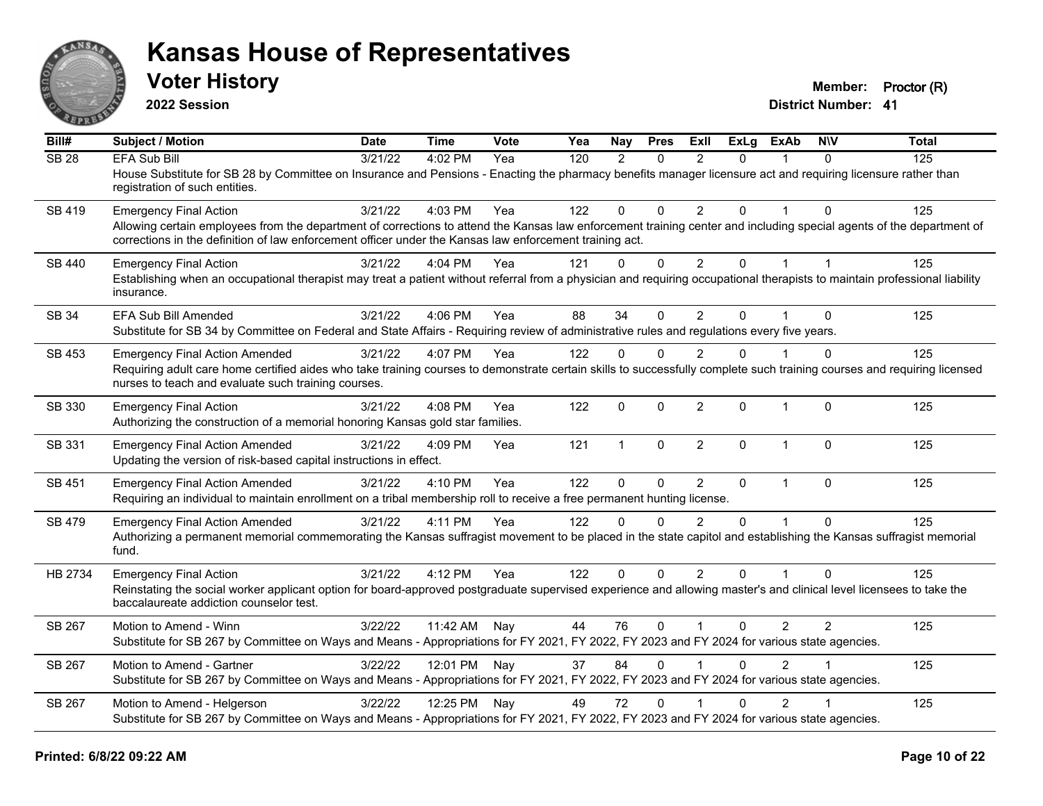# Kansas House of Representatives

## Voter History

**2022 Session**

**Member:** Proctor (R)
**District Number:** 41

| Bill# | Subject / Motion | Date | Time | Vote | Yea | Nay | Pres | ExII | ExLg | ExAb | N\V | Total |
|---|---|---|---|---|---|---|---|---|---|---|---|---|
| SB 28 | EFA Sub Bill | 3/21/22 | 4:02 PM | Yea | 120 | 2 | 0 | 2 | 0 | 1 | 0 | 125 |
| | House Substitute for SB 28 by Committee on Insurance and Pensions - Enacting the pharmacy benefits manager licensure act and requiring licensure rather than registration of such entities. | | | | | | | | | | | |
| SB 419 | Emergency Final Action | 3/21/22 | 4:03 PM | Yea | 122 | 0 | 0 | 2 | 0 | 1 | 0 | 125 |
| | Allowing certain employees from the department of corrections to attend the Kansas law enforcement training center and including special agents of the department of corrections in the definition of law enforcement officer under the Kansas law enforcement training act. | | | | | | | | | | | |
| SB 440 | Emergency Final Action | 3/21/22 | 4:04 PM | Yea | 121 | 0 | 0 | 2 | 0 | 1 | 1 | 125 |
| | Establishing when an occupational therapist may treat a patient without referral from a physician and requiring occupational therapists to maintain professional liability insurance. | | | | | | | | | | | |
| SB 34 | EFA Sub Bill Amended | 3/21/22 | 4:06 PM | Yea | 88 | 34 | 0 | 2 | 0 | 1 | 0 | 125 |
| | Substitute for SB 34 by Committee on Federal and State Affairs - Requiring review of administrative rules and regulations every five years. | | | | | | | | | | | |
| SB 453 | Emergency Final Action Amended | 3/21/22 | 4:07 PM | Yea | 122 | 0 | 0 | 2 | 0 | 1 | 0 | 125 |
| | Requiring adult care home certified aides who take training courses to demonstrate certain skills to successfully complete such training courses and requiring licensed nurses to teach and evaluate such training courses. | | | | | | | | | | | |
| SB 330 | Emergency Final Action | 3/21/22 | 4:08 PM | Yea | 122 | 0 | 0 | 2 | 0 | 1 | 0 | 125 |
| | Authorizing the construction of a memorial honoring Kansas gold star families. | | | | | | | | | | | |
| SB 331 | Emergency Final Action Amended | 3/21/22 | 4:09 PM | Yea | 121 | 1 | 0 | 2 | 0 | 1 | 0 | 125 |
| | Updating the version of risk-based capital instructions in effect. | | | | | | | | | | | |
| SB 451 | Emergency Final Action Amended | 3/21/22 | 4:10 PM | Yea | 122 | 0 | 0 | 2 | 0 | 1 | 0 | 125 |
| | Requiring an individual to maintain enrollment on a tribal membership roll to receive a free permanent hunting license. | | | | | | | | | | | |
| SB 479 | Emergency Final Action Amended | 3/21/22 | 4:11 PM | Yea | 122 | 0 | 0 | 2 | 0 | 1 | 0 | 125 |
| | Authorizing a permanent memorial commemorating the Kansas suffragist movement to be placed in the state capitol and establishing the Kansas suffragist memorial fund. | | | | | | | | | | | |
| HB 2734 | Emergency Final Action | 3/21/22 | 4:12 PM | Yea | 122 | 0 | 0 | 2 | 0 | 1 | 0 | 125 |
| | Reinstating the social worker applicant option for board-approved postgraduate supervised experience and allowing master's and clinical level licensees to take the baccalaureate addiction counselor test. | | | | | | | | | | | |
| SB 267 | Motion to Amend - Winn | 3/22/22 | 11:42 AM | Nay | 44 | 76 | 0 | 1 | 0 | 2 | 2 | 125 |
| | Substitute for SB 267 by Committee on Ways and Means - Appropriations for FY 2021, FY 2022, FY 2023 and FY 2024 for various state agencies. | | | | | | | | | | | |
| SB 267 | Motion to Amend - Gartner | 3/22/22 | 12:01 PM | Nay | 37 | 84 | 0 | 1 | 0 | 2 | 1 | 125 |
| | Substitute for SB 267 by Committee on Ways and Means - Appropriations for FY 2021, FY 2022, FY 2023 and FY 2024 for various state agencies. | | | | | | | | | | | |
| SB 267 | Motion to Amend - Helgerson | 3/22/22 | 12:25 PM | Nay | 49 | 72 | 0 | 1 | 0 | 2 | 1 | 125 |
| | Substitute for SB 267 by Committee on Ways and Means - Appropriations for FY 2021, FY 2022, FY 2023 and FY 2024 for various state agencies. | | | | | | | | | | | |

**Printed: 6/8/22 09:22 AM**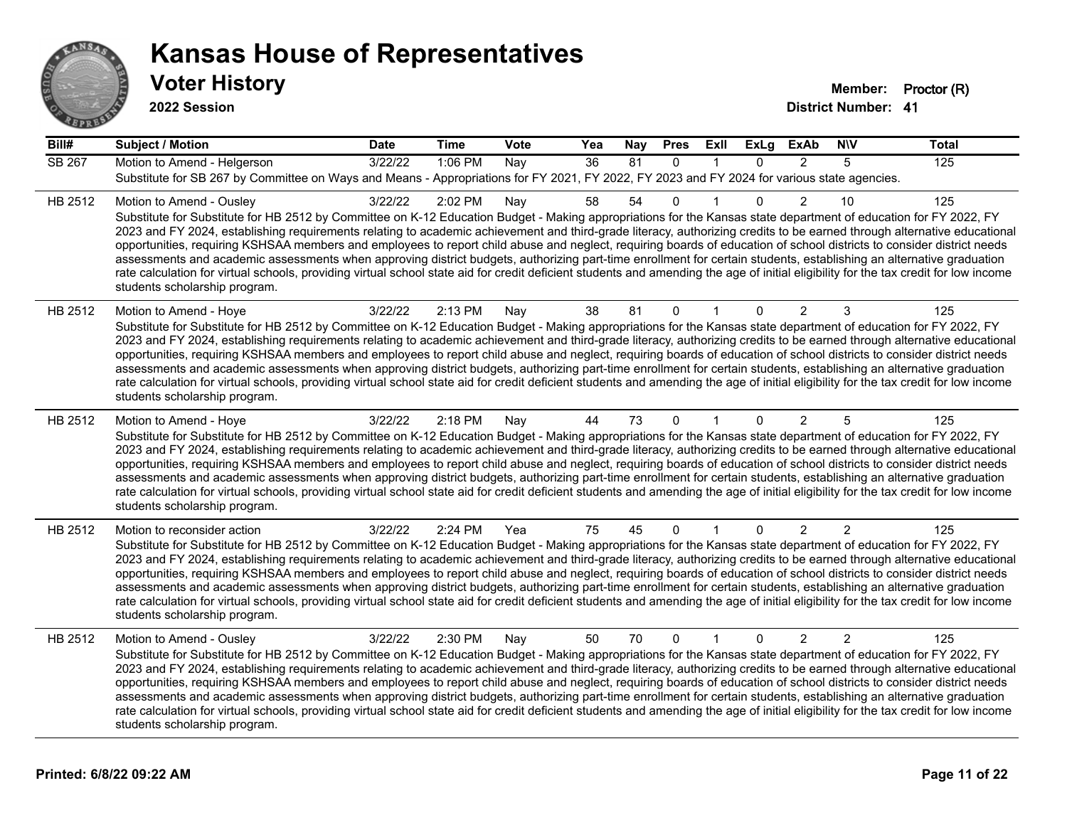# Kansas House of Representatives

## Voter History

**2022 Session**

**Member:** Proctor (R)
**District Number:** 41

| Bill# | Subject / Motion | Date | Time | Vote | Yea | Nay | Pres | ExII | ExLg | ExAb | N\V | Total |
|---|---|---|---|---|---|---|---|---|---|---|---|---|
| SB 267 | Motion to Amend - Helgerson | 3/22/22 | 1:06 PM | Nay | 36 | 81 | 0 | 1 | 0 | 2 | 5 | 125 |
| | Substitute for SB 267 by Committee on Ways and Means - Appropriations for FY 2021, FY 2022, FY 2023 and FY 2024 for various state agencies. | | | | | | | | | | | |
| HB 2512 | Motion to Amend - Ousley | 3/22/22 | 2:02 PM | Nay | 58 | 54 | 0 | 1 | 0 | 2 | 10 | 125 |
| | Substitute for Substitute for HB 2512 by Committee on K-12 Education Budget - Making appropriations for the Kansas state department of education for FY 2022, FY 2023 and FY 2024, establishing requirements relating to academic achievement and third-grade literacy, authorizing credits to be earned through alternative educational opportunities, requiring KSHSAA members and employees to report child abuse and neglect, requiring boards of education of school districts to consider district needs assessments and academic assessments when approving district budgets, authorizing part-time enrollment for certain students, establishing an alternative graduation rate calculation for virtual schools, providing virtual school state aid for credit deficient students and amending the age of initial eligibility for the tax credit for low income students scholarship program. | | | | | | | | | | | |
| HB 2512 | Motion to Amend - Hoye | 3/22/22 | 2:13 PM | Nay | 38 | 81 | 0 | 1 | 0 | 2 | 3 | 125 |
| | Substitute for Substitute for HB 2512 by Committee on K-12 Education Budget - Making appropriations for the Kansas state department of education for FY 2022, FY 2023 and FY 2024, establishing requirements relating to academic achievement and third-grade literacy, authorizing credits to be earned through alternative educational opportunities, requiring KSHSAA members and employees to report child abuse and neglect, requiring boards of education of school districts to consider district needs assessments and academic assessments when approving district budgets, authorizing part-time enrollment for certain students, establishing an alternative graduation rate calculation for virtual schools, providing virtual school state aid for credit deficient students and amending the age of initial eligibility for the tax credit for low income students scholarship program. | | | | | | | | | | | |
| HB 2512 | Motion to Amend - Hoye | 3/22/22 | 2:18 PM | Nay | 44 | 73 | 0 | 1 | 0 | 2 | 5 | 125 |
| | Substitute for Substitute for HB 2512 by Committee on K-12 Education Budget - Making appropriations for the Kansas state department of education for FY 2022, FY 2023 and FY 2024, establishing requirements relating to academic achievement and third-grade literacy, authorizing credits to be earned through alternative educational opportunities, requiring KSHSAA members and employees to report child abuse and neglect, requiring boards of education of school districts to consider district needs assessments and academic assessments when approving district budgets, authorizing part-time enrollment for certain students, establishing an alternative graduation rate calculation for virtual schools, providing virtual school state aid for credit deficient students and amending the age of initial eligibility for the tax credit for low income students scholarship program. | | | | | | | | | | | |
| HB 2512 | Motion to reconsider action | 3/22/22 | 2:24 PM | Yea | 75 | 45 | 0 | 1 | 0 | 2 | 2 | 125 |
| | Substitute for Substitute for HB 2512 by Committee on K-12 Education Budget - Making appropriations for the Kansas state department of education for FY 2022, FY 2023 and FY 2024, establishing requirements relating to academic achievement and third-grade literacy, authorizing credits to be earned through alternative educational opportunities, requiring KSHSAA members and employees to report child abuse and neglect, requiring boards of education of school districts to consider district needs assessments and academic assessments when approving district budgets, authorizing part-time enrollment for certain students, establishing an alternative graduation rate calculation for virtual schools, providing virtual school state aid for credit deficient students and amending the age of initial eligibility for the tax credit for low income students scholarship program. | | | | | | | | | | | |
| HB 2512 | Motion to Amend - Ousley | 3/22/22 | 2:30 PM | Nay | 50 | 70 | 0 | 1 | 0 | 2 | 2 | 125 |
| | Substitute for Substitute for HB 2512 by Committee on K-12 Education Budget - Making appropriations for the Kansas state department of education for FY 2022, FY 2023 and FY 2024, establishing requirements relating to academic achievement and third-grade literacy, authorizing credits to be earned through alternative educational opportunities, requiring KSHSAA members and employees to report child abuse and neglect, requiring boards of education of school districts to consider district needs assessments and academic assessments when approving district budgets, authorizing part-time enrollment for certain students, establishing an alternative graduation rate calculation for virtual schools, providing virtual school state aid for credit deficient students and amending the age of initial eligibility for the tax credit for low income students scholarship program. | | | | | | | | | | | |

**Printed: 6/8/22 09:22 AM**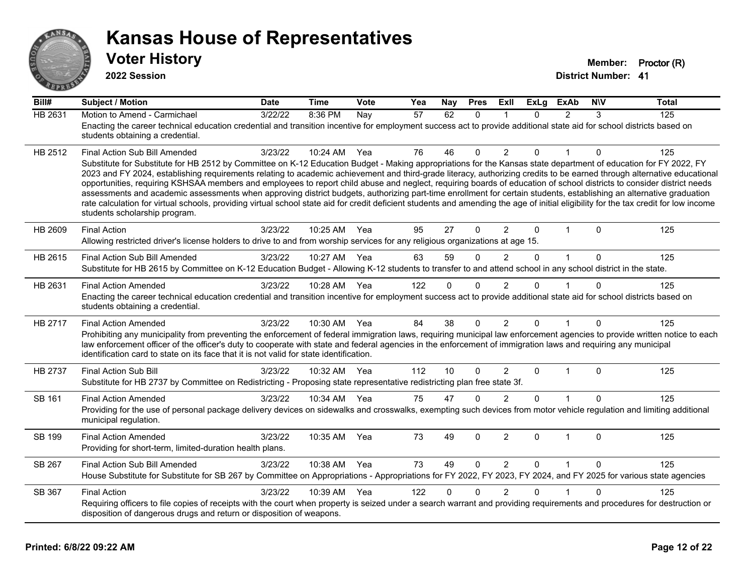# Kansas House of Representatives

## Voter History

**2022 Session**

**Member:** Proctor (R)
**District Number:** 41

| Bill# | Subject / Motion | Date | Time | Vote | Yea | Nay | Pres | ExII | ExLg | ExAb | N\V | Total |
|---|---|---|---|---|---|---|---|---|---|---|---|---|
| HB 2631 | Motion to Amend - Carmichael | 3/22/22 | 8:36 PM | Nay | 57 | 62 | 0 | 1 | 0 | 2 | 3 | 125 |
| | Enacting the career technical education credential and transition incentive for employment success act to provide additional state aid for school districts based on students obtaining a credential. | | | | | | | | | | | |
| HB 2512 | Final Action Sub Bill Amended | 3/23/22 | 10:24 AM | Yea | 76 | 46 | 0 | 2 | 0 | 1 | 0 | 125 |
| | Substitute for Substitute for HB 2512 by Committee on K-12 Education Budget - Making appropriations for the Kansas state department of education for FY 2022, FY 2023 and FY 2024, establishing requirements relating to academic achievement and third-grade literacy, authorizing credits to be earned through alternative educational opportunities, requiring KSHSAA members and employees to report child abuse and neglect, requiring boards of education of school districts to consider district needs assessments and academic assessments when approving district budgets, authorizing part-time enrollment for certain students, establishing an alternative graduation rate calculation for virtual schools, providing virtual school state aid for credit deficient students and amending the age of initial eligibility for the tax credit for low income students scholarship program. | | | | | | | | | | | |
| HB 2609 | Final Action | 3/23/22 | 10:25 AM | Yea | 95 | 27 | 0 | 2 | 0 | 1 | 0 | 125 |
| | Allowing restricted driver's license holders to drive to and from worship services for any religious organizations at age 15. | | | | | | | | | | | |
| HB 2615 | Final Action Sub Bill Amended | 3/23/22 | 10:27 AM | Yea | 63 | 59 | 0 | 2 | 0 | 1 | 0 | 125 |
| | Substitute for HB 2615 by Committee on K-12 Education Budget - Allowing K-12 students to transfer to and attend school in any school district in the state. | | | | | | | | | | | |
| HB 2631 | Final Action Amended | 3/23/22 | 10:28 AM | Yea | 122 | 0 | 0 | 2 | 0 | 1 | 0 | 125 |
| | Enacting the career technical education credential and transition incentive for employment success act to provide additional state aid for school districts based on students obtaining a credential. | | | | | | | | | | | |
| HB 2717 | Final Action Amended | 3/23/22 | 10:30 AM | Yea | 84 | 38 | 0 | 2 | 0 | 1 | 0 | 125 |
| | Prohibiting any municipality from preventing the enforcement of federal immigration laws, requiring municipal law enforcement agencies to provide written notice to each law enforcement officer of the officer's duty to cooperate with state and federal agencies in the enforcement of immigration laws and requiring any municipal identification card to state on its face that it is not valid for state identification. | | | | | | | | | | | |
| HB 2737 | Final Action Sub Bill | 3/23/22 | 10:32 AM | Yea | 112 | 10 | 0 | 2 | 0 | 1 | 0 | 125 |
| | Substitute for HB 2737 by Committee on Redistricting - Proposing state representative redistricting plan free state 3f. | | | | | | | | | | | |
| SB 161 | Final Action Amended | 3/23/22 | 10:34 AM | Yea | 75 | 47 | 0 | 2 | 0 | 1 | 0 | 125 |
| | Providing for the use of personal package delivery devices on sidewalks and crosswalks, exempting such devices from motor vehicle regulation and limiting additional municipal regulation. | | | | | | | | | | | |
| SB 199 | Final Action Amended | 3/23/22 | 10:35 AM | Yea | 73 | 49 | 0 | 2 | 0 | 1 | 0 | 125 |
| | Providing for short-term, limited-duration health plans. | | | | | | | | | | | |
| SB 267 | Final Action Sub Bill Amended | 3/23/22 | 10:38 AM | Yea | 73 | 49 | 0 | 2 | 0 | 1 | 0 | 125 |
| | House Substitute for Substitute for SB 267 by Committee on Appropriations - Appropriations for FY 2022, FY 2023, FY 2024, and FY 2025 for various state agencies | | | | | | | | | | | |
| SB 367 | Final Action | 3/23/22 | 10:39 AM | Yea | 122 | 0 | 0 | 2 | 0 | 1 | 0 | 125 |
| | Requiring officers to file copies of receipts with the court when property is seized under a search warrant and providing requirements and procedures for destruction or disposition of dangerous drugs and return or disposition of weapons. | | | | | | | | | | | |

**Printed: 6/8/22 09:22 AM**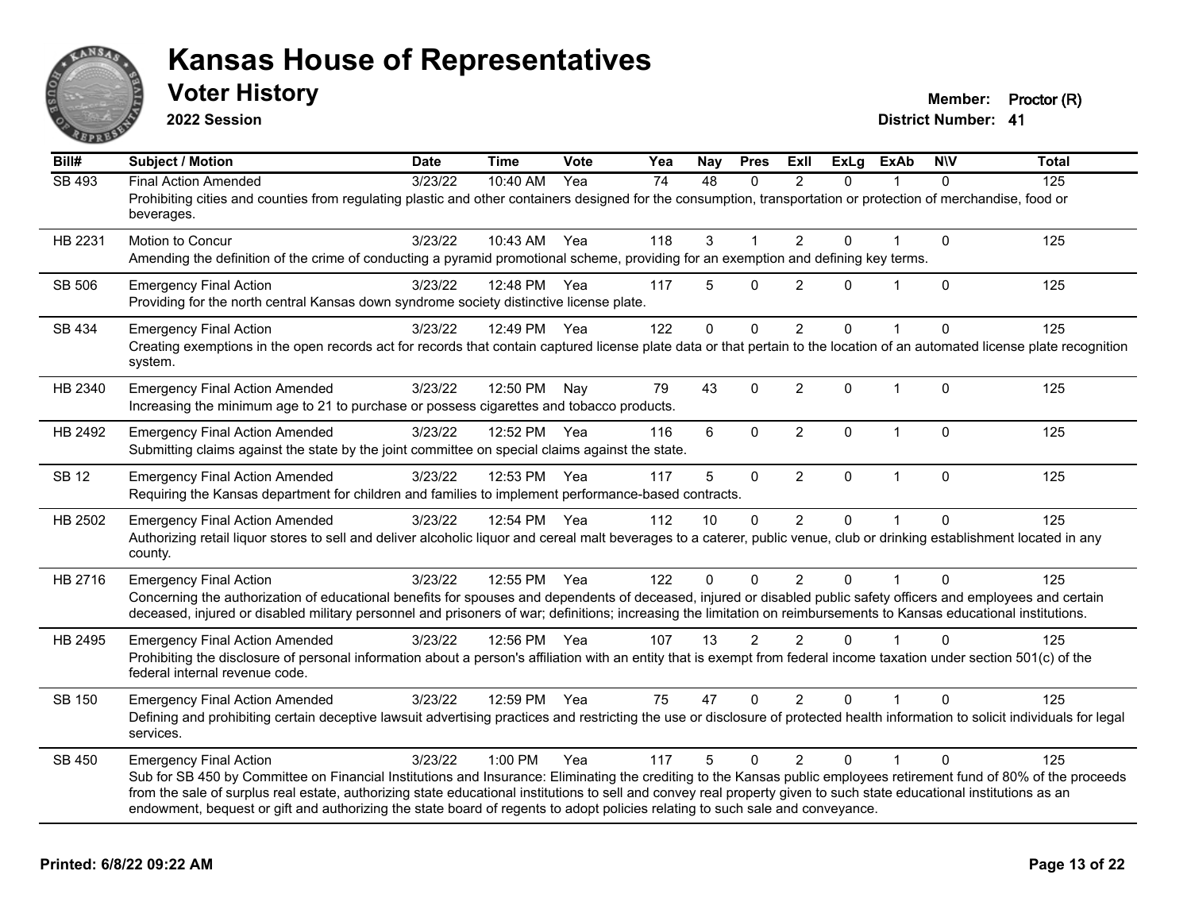# Kansas House of Representatives

## Voter History

**2022 Session**

**Member:** Proctor (R)
**District Number:** 41

| Bill# | Subject / Motion | Date | Time | Vote | Yea | Nay | Pres | ExII | ExLg | ExAb | N\V | Total |
|---|---|---|---|---|---|---|---|---|---|---|---|---|
| SB 493 | Final Action Amended | 3/23/22 | 10:40 AM | Yea | 74 | 48 | 0 | 2 | 0 | 1 | 0 | 125 |
| | Prohibiting cities and counties from regulating plastic and other containers designed for the consumption, transportation or protection of merchandise, food or beverages. | | | | | | | | | | | |
| HB 2231 | Motion to Concur | 3/23/22 | 10:43 AM | Yea | 118 | 3 | 1 | 2 | 0 | 1 | 0 | 125 |
| | Amending the definition of the crime of conducting a pyramid promotional scheme, providing for an exemption and defining key terms. | | | | | | | | | | | |
| SB 506 | Emergency Final Action | 3/23/22 | 12:48 PM | Yea | 117 | 5 | 0 | 2 | 0 | 1 | 0 | 125 |
| | Providing for the north central Kansas down syndrome society distinctive license plate. | | | | | | | | | | | |
| SB 434 | Emergency Final Action | 3/23/22 | 12:49 PM | Yea | 122 | 0 | 0 | 2 | 0 | 1 | 0 | 125 |
| | Creating exemptions in the open records act for records that contain captured license plate data or that pertain to the location of an automated license plate recognition system. | | | | | | | | | | | |
| HB 2340 | Emergency Final Action Amended | 3/23/22 | 12:50 PM | Nay | 79 | 43 | 0 | 2 | 0 | 1 | 0 | 125 |
| | Increasing the minimum age to 21 to purchase or possess cigarettes and tobacco products. | | | | | | | | | | | |
| HB 2492 | Emergency Final Action Amended | 3/23/22 | 12:52 PM | Yea | 116 | 6 | 0 | 2 | 0 | 1 | 0 | 125 |
| | Submitting claims against the state by the joint committee on special claims against the state. | | | | | | | | | | | |
| SB 12 | Emergency Final Action Amended | 3/23/22 | 12:53 PM | Yea | 117 | 5 | 0 | 2 | 0 | 1 | 0 | 125 |
| | Requiring the Kansas department for children and families to implement performance-based contracts. | | | | | | | | | | | |
| HB 2502 | Emergency Final Action Amended | 3/23/22 | 12:54 PM | Yea | 112 | 10 | 0 | 2 | 0 | 1 | 0 | 125 |
| | Authorizing retail liquor stores to sell and deliver alcoholic liquor and cereal malt beverages to a caterer, public venue, club or drinking establishment located in any county. | | | | | | | | | | | |
| HB 2716 | Emergency Final Action | 3/23/22 | 12:55 PM | Yea | 122 | 0 | 0 | 2 | 0 | 1 | 0 | 125 |
| | Concerning the authorization of educational benefits for spouses and dependents of deceased, injured or disabled public safety officers and employees and certain deceased, injured or disabled military personnel and prisoners of war; definitions; increasing the limitation on reimbursements to Kansas educational institutions. | | | | | | | | | | | |
| HB 2495 | Emergency Final Action Amended | 3/23/22 | 12:56 PM | Yea | 107 | 13 | 2 | 2 | 0 | 1 | 0 | 125 |
| | Prohibiting the disclosure of personal information about a person's affiliation with an entity that is exempt from federal income taxation under section 501(c) of the federal internal revenue code. | | | | | | | | | | | |
| SB 150 | Emergency Final Action Amended | 3/23/22 | 12:59 PM | Yea | 75 | 47 | 0 | 2 | 0 | 1 | 0 | 125 |
| | Defining and prohibiting certain deceptive lawsuit advertising practices and restricting the use or disclosure of protected health information to solicit individuals for legal services. | | | | | | | | | | | |
| SB 450 | Emergency Final Action | 3/23/22 | 1:00 PM | Yea | 117 | 5 | 0 | 2 | 0 | 1 | 0 | 125 |
| | Sub for SB 450 by Committee on Financial Institutions and Insurance: Eliminating the crediting to the Kansas public employees retirement fund of 80% of the proceeds from the sale of surplus real estate, authorizing state educational institutions to sell and convey real property given to such state educational institutions as an endowment, bequest or gift and authorizing the state board of regents to adopt policies relating to such sale and conveyance. | | | | | | | | | | | |

**Printed: 6/8/22 09:22 AM**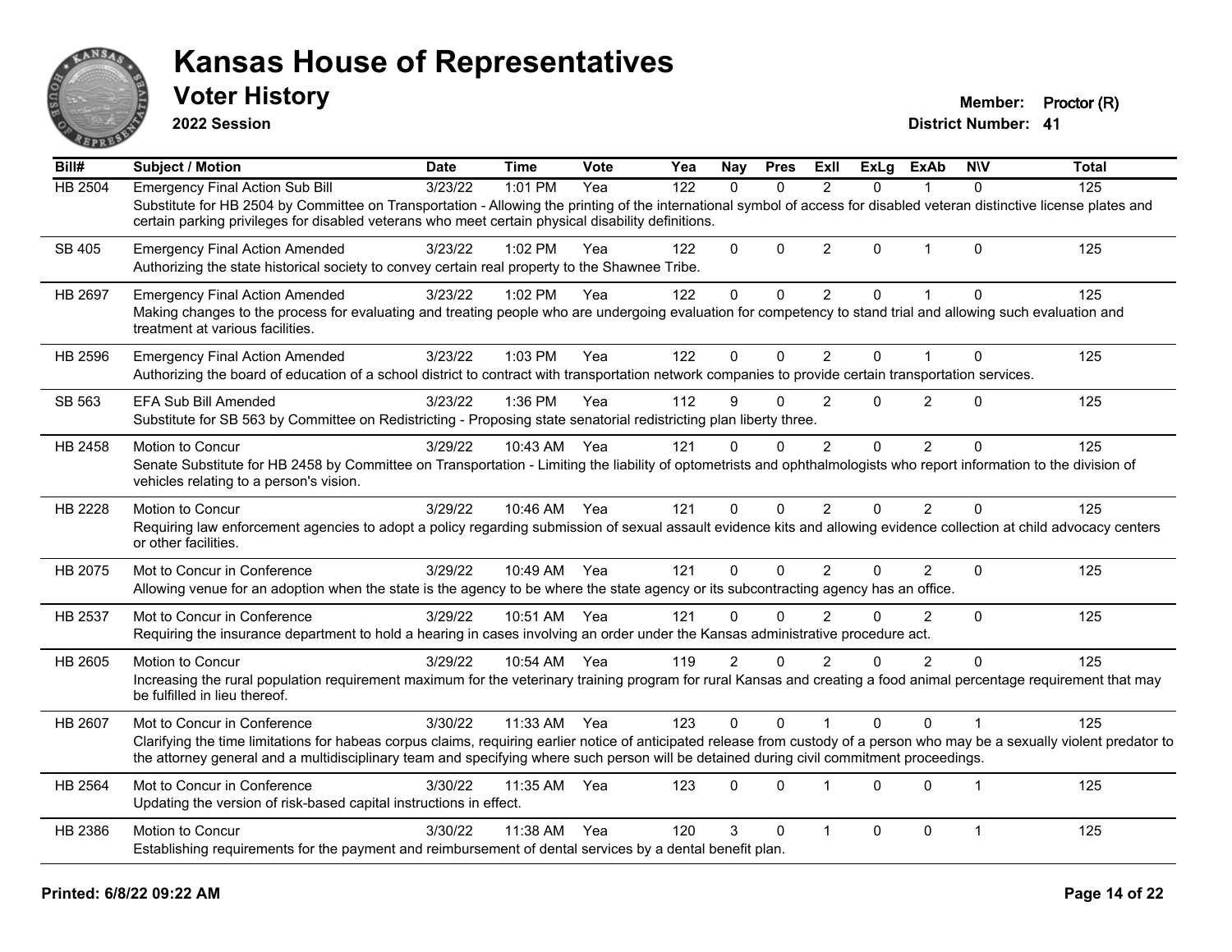# Kansas House of Representatives

## Voter History

**2022 Session**

**Member:** Proctor (R)
**District Number:** 41

| Bill# | Subject / Motion | Date | Time | Vote | Yea | Nay | Pres | ExII | ExLg | ExAb | N\V | Total |
|---|---|---|---|---|---|---|---|---|---|---|---|---|
| HB 2504 | Emergency Final Action Sub Bill | 3/23/22 | 1:01 PM | Yea | 122 | 0 | 0 | 2 | 0 | 1 | 0 | 125 |
| | Substitute for HB 2504 by Committee on Transportation - Allowing the printing of the international symbol of access for disabled veteran distinctive license plates and certain parking privileges for disabled veterans who meet certain physical disability definitions. | | | | | | | | | | | |
| SB 405 | Emergency Final Action Amended | 3/23/22 | 1:02 PM | Yea | 122 | 0 | 0 | 2 | 0 | 1 | 0 | 125 |
| | Authorizing the state historical society to convey certain real property to the Shawnee Tribe. | | | | | | | | | | | |
| HB 2697 | Emergency Final Action Amended | 3/23/22 | 1:02 PM | Yea | 122 | 0 | 0 | 2 | 0 | 1 | 0 | 125 |
| | Making changes to the process for evaluating and treating people who are undergoing evaluation for competency to stand trial and allowing such evaluation and treatment at various facilities. | | | | | | | | | | | |
| HB 2596 | Emergency Final Action Amended | 3/23/22 | 1:03 PM | Yea | 122 | 0 | 0 | 2 | 0 | 1 | 0 | 125 |
| | Authorizing the board of education of a school district to contract with transportation network companies to provide certain transportation services. | | | | | | | | | | | |
| SB 563 | EFA Sub Bill Amended | 3/23/22 | 1:36 PM | Yea | 112 | 9 | 0 | 2 | 0 | 2 | 0 | 125 |
| | Substitute for SB 563 by Committee on Redistricting - Proposing state senatorial redistricting plan liberty three. | | | | | | | | | | | |
| HB 2458 | Motion to Concur | 3/29/22 | 10:43 AM | Yea | 121 | 0 | 0 | 2 | 0 | 2 | 0 | 125 |
| | Senate Substitute for HB 2458 by Committee on Transportation - Limiting the liability of optometrists and ophthalmologists who report information to the division of vehicles relating to a person's vision. | | | | | | | | | | | |
| HB 2228 | Motion to Concur | 3/29/22 | 10:46 AM | Yea | 121 | 0 | 0 | 2 | 0 | 2 | 0 | 125 |
| | Requiring law enforcement agencies to adopt a policy regarding submission of sexual assault evidence kits and allowing evidence collection at child advocacy centers or other facilities. | | | | | | | | | | | |
| HB 2075 | Mot to Concur in Conference | 3/29/22 | 10:49 AM | Yea | 121 | 0 | 0 | 2 | 0 | 2 | 0 | 125 |
| | Allowing venue for an adoption when the state is the agency to be where the state agency or its subcontracting agency has an office. | | | | | | | | | | | |
| HB 2537 | Mot to Concur in Conference | 3/29/22 | 10:51 AM | Yea | 121 | 0 | 0 | 2 | 0 | 2 | 0 | 125 |
| | Requiring the insurance department to hold a hearing in cases involving an order under the Kansas administrative procedure act. | | | | | | | | | | | |
| HB 2605 | Motion to Concur | 3/29/22 | 10:54 AM | Yea | 119 | 2 | 0 | 2 | 0 | 2 | 0 | 125 |
| | Increasing the rural population requirement maximum for the veterinary training program for rural Kansas and creating a food animal percentage requirement that may be fulfilled in lieu thereof. | | | | | | | | | | | |
| HB 2607 | Mot to Concur in Conference | 3/30/22 | 11:33 AM | Yea | 123 | 0 | 0 | 1 | 0 | 0 | 1 | 125 |
| | Clarifying the time limitations for habeas corpus claims, requiring earlier notice of anticipated release from custody of a person who may be a sexually violent predator to the attorney general and a multidisciplinary team and specifying where such person will be detained during civil commitment proceedings. | | | | | | | | | | | |
| HB 2564 | Mot to Concur in Conference | 3/30/22 | 11:35 AM | Yea | 123 | 0 | 0 | 1 | 0 | 0 | 1 | 125 |
| | Updating the version of risk-based capital instructions in effect. | | | | | | | | | | | |
| HB 2386 | Motion to Concur | 3/30/22 | 11:38 AM | Yea | 120 | 3 | 0 | 1 | 0 | 0 | 1 | 125 |
| | Establishing requirements for the payment and reimbursement of dental services by a dental benefit plan. | | | | | | | | | | | |

**Printed: 6/8/22 09:22 AM**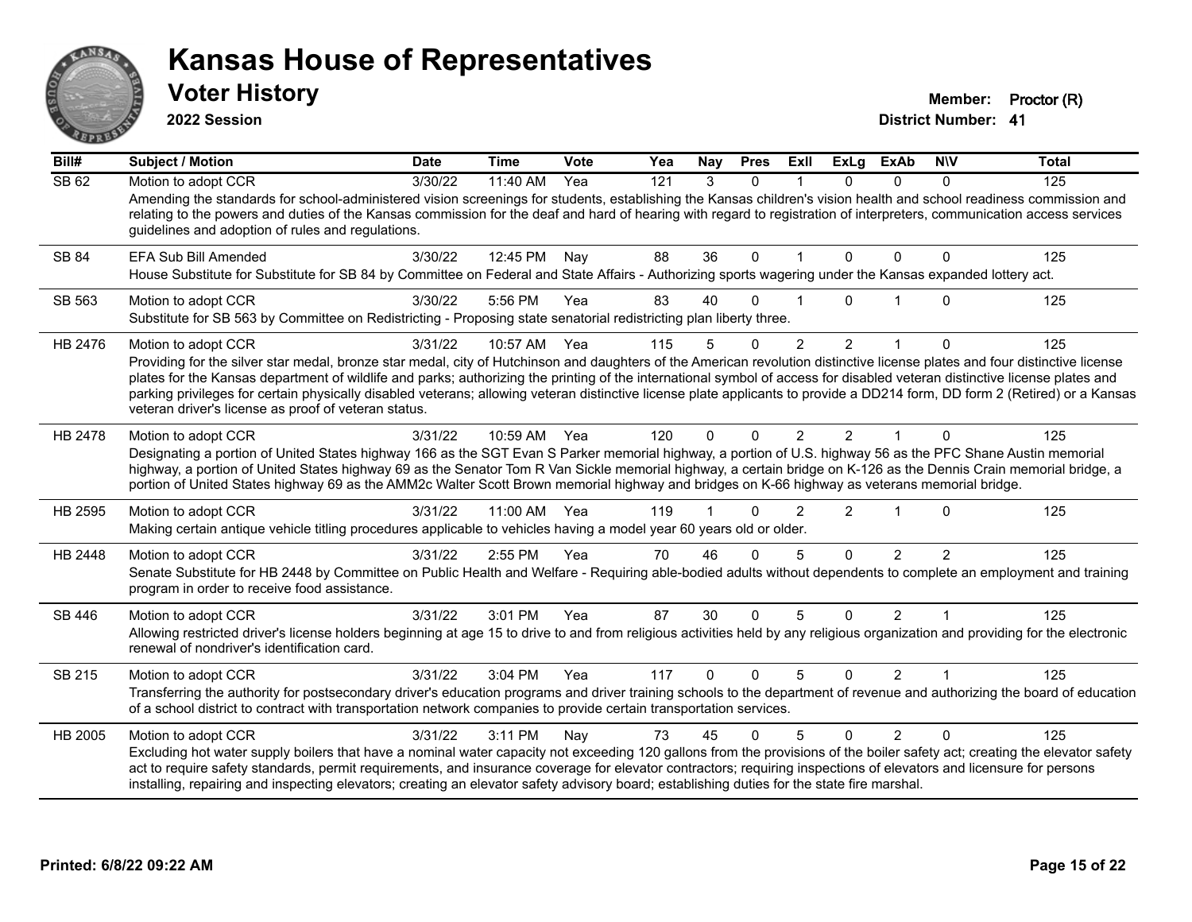# Kansas House of Representatives

## Voter History

**2022 Session**

**Member:** Proctor (R)

**District Number:** 41

| Bill# | Subject / Motion | Date | Time | Vote | Yea | Nay | Pres | ExII | ExLg | ExAb | N\V | Total |
|---|---|---|---|---|---|---|---|---|---|---|---|---|
| SB 62 | Motion to adopt CCR | 3/30/22 | 11:40 AM | Yea | 121 | 3 | 0 | 1 | 0 | 0 | 0 | 125 |
| | Amending the standards for school-administered vision screenings for students, establishing the Kansas children's vision health and school readiness commission and relating to the powers and duties of the Kansas commission for the deaf and hard of hearing with regard to registration of interpreters, communication access services guidelines and adoption of rules and regulations. | | | | | | | | | | | |
| SB 84 | EFA Sub Bill Amended | 3/30/22 | 12:45 PM | Nay | 88 | 36 | 0 | 1 | 0 | 0 | 0 | 125 |
| | House Substitute for Substitute for SB 84 by Committee on Federal and State Affairs - Authorizing sports wagering under the Kansas expanded lottery act. | | | | | | | | | | | |
| SB 563 | Motion to adopt CCR | 3/30/22 | 5:56 PM | Yea | 83 | 40 | 0 | 1 | 0 | 1 | 0 | 125 |
| | Substitute for SB 563 by Committee on Redistricting - Proposing state senatorial redistricting plan liberty three. | | | | | | | | | | | |
| HB 2476 | Motion to adopt CCR | 3/31/22 | 10:57 AM | Yea | 115 | 5 | 0 | 2 | 2 | 1 | 0 | 125 |
| | Providing for the silver star medal, bronze star medal, city of Hutchinson and daughters of the American revolution distinctive license plates and four distinctive license plates for the Kansas department of wildlife and parks; authorizing the printing of the international symbol of access for disabled veteran distinctive license plates and parking privileges for certain physically disabled veterans; allowing veteran distinctive license plate applicants to provide a DD214 form, DD form 2 (Retired) or a Kansas veteran driver's license as proof of veteran status. | | | | | | | | | | | |
| HB 2478 | Motion to adopt CCR | 3/31/22 | 10:59 AM | Yea | 120 | 0 | 0 | 2 | 2 | 1 | 0 | 125 |
| | Designating a portion of United States highway 166 as the SGT Evan S Parker memorial highway, a portion of U.S. highway 56 as the PFC Shane Austin memorial highway, a portion of United States highway 69 as the Senator Tom R Van Sickle memorial highway, a certain bridge on K-126 as the Dennis Crain memorial bridge, a portion of United States highway 69 as the AMM2c Walter Scott Brown memorial highway and bridges on K-66 highway as veterans memorial bridge. | | | | | | | | | | | |
| HB 2595 | Motion to adopt CCR | 3/31/22 | 11:00 AM | Yea | 119 | 1 | 0 | 2 | 2 | 1 | 0 | 125 |
| | Making certain antique vehicle titling procedures applicable to vehicles having a model year 60 years old or older. | | | | | | | | | | | |
| HB 2448 | Motion to adopt CCR | 3/31/22 | 2:55 PM | Yea | 70 | 46 | 0 | 5 | 0 | 2 | 2 | 125 |
| | Senate Substitute for HB 2448 by Committee on Public Health and Welfare - Requiring able-bodied adults without dependents to complete an employment and training program in order to receive food assistance. | | | | | | | | | | | |
| SB 446 | Motion to adopt CCR | 3/31/22 | 3:01 PM | Yea | 87 | 30 | 0 | 5 | 0 | 2 | 1 | 125 |
| | Allowing restricted driver's license holders beginning at age 15 to drive to and from religious activities held by any religious organization and providing for the electronic renewal of nondriver's identification card. | | | | | | | | | | | |
| SB 215 | Motion to adopt CCR | 3/31/22 | 3:04 PM | Yea | 117 | 0 | 0 | 5 | 0 | 2 | 1 | 125 |
| | Transferring the authority for postsecondary driver's education programs and driver training schools to the department of revenue and authorizing the board of education of a school district to contract with transportation network companies to provide certain transportation services. | | | | | | | | | | | |
| HB 2005 | Motion to adopt CCR | 3/31/22 | 3:11 PM | Nay | 73 | 45 | 0 | 5 | 0 | 2 | 0 | 125 |
| | Excluding hot water supply boilers that have a nominal water capacity not exceeding 120 gallons from the provisions of the boiler safety act; creating the elevator safety act to require safety standards, permit requirements, and insurance coverage for elevator contractors; requiring inspections of elevators and licensure for persons installing, repairing and inspecting elevators; creating an elevator safety advisory board; establishing duties for the state fire marshal. | | | | | | | | | | | |

**Printed: 6/8/22 09:22 AM**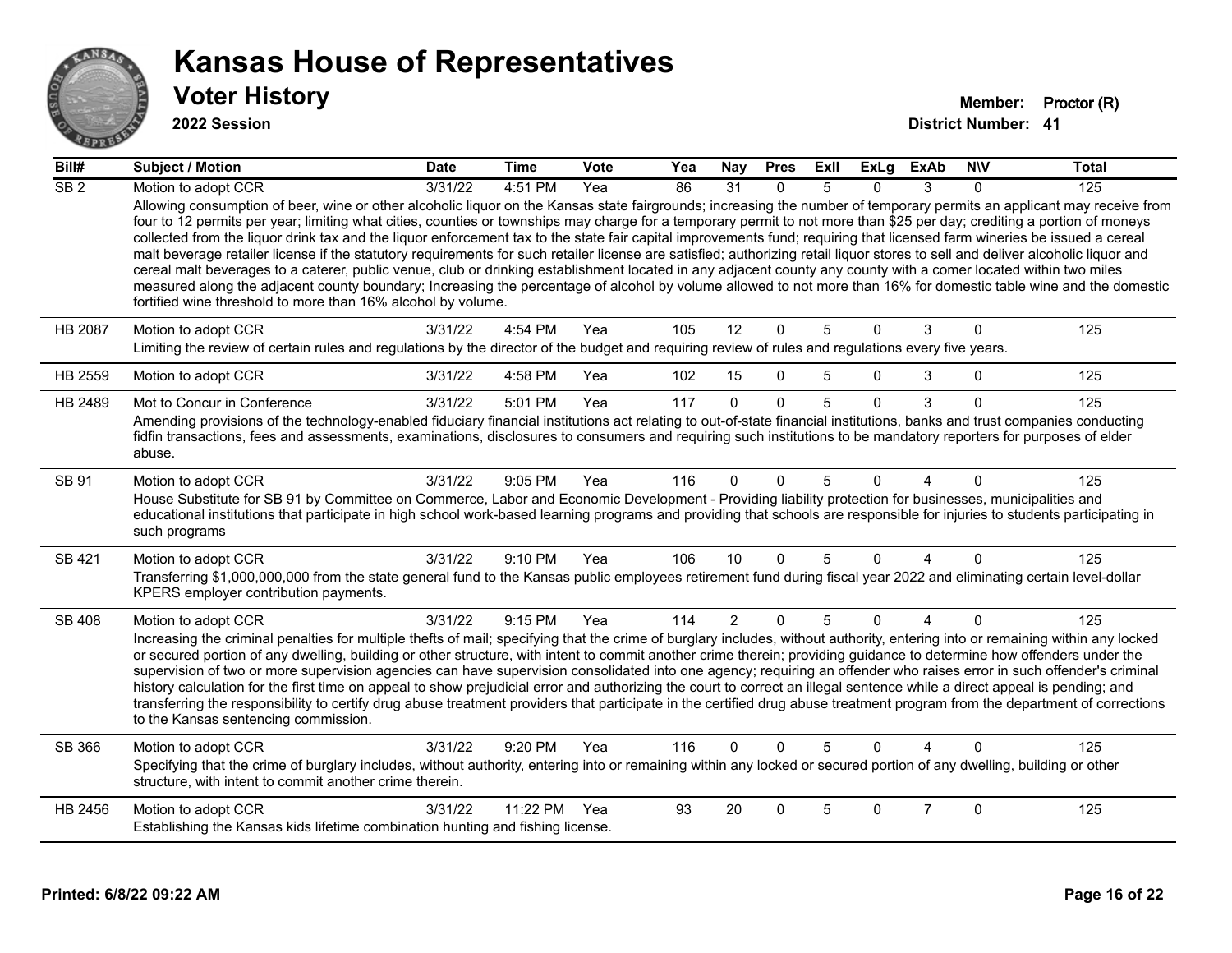# Kansas House of Representatives

## Voter History

**2022 Session**

**Member:** Proctor (R)

**District Number:** 41

| Bill# | Subject / Motion | Date | Time | Vote | Yea | Nay | Pres | ExII | ExLg | ExAb | N\V | Total |
|---|---|---|---|---|---|---|---|---|---|---|---|---|
| SB 2 | Motion to adopt CCR | 3/31/22 | 4:51 PM | Yea | 86 | 31 | 0 | 5 | 0 | 3 | 0 | 125 |
| | Allowing consumption of beer, wine or other alcoholic liquor on the Kansas state fairgrounds; increasing the number of temporary permits an applicant may receive from four to 12 permits per year; limiting what cities, counties or townships may charge for a temporary permit to not more than $25 per day; crediting a portion of moneys collected from the liquor drink tax and the liquor enforcement tax to the state fair capital improvements fund; requiring that licensed farm wineries be issued a cereal malt beverage retailer license if the statutory requirements for such retailer license are satisfied; authorizing retail liquor stores to sell and deliver alcoholic liquor and cereal malt beverages to a caterer, public venue, club or drinking establishment located in any adjacent county any county with a comer located within two miles measured along the adjacent county boundary; Increasing the percentage of alcohol by volume allowed to not more than 16% for domestic table wine and the domestic fortified wine threshold to more than 16% alcohol by volume. | | | | | | | | | | | |
| HB 2087 | Motion to adopt CCR | 3/31/22 | 4:54 PM | Yea | 105 | 12 | 0 | 5 | 0 | 3 | 0 | 125 |
| | Limiting the review of certain rules and regulations by the director of the budget and requiring review of rules and regulations every five years. | | | | | | | | | | | |
| HB 2559 | Motion to adopt CCR | 3/31/22 | 4:58 PM | Yea | 102 | 15 | 0 | 5 | 0 | 3 | 0 | 125 |
| HB 2489 | Mot to Concur in Conference | 3/31/22 | 5:01 PM | Yea | 117 | 0 | 0 | 5 | 0 | 3 | 0 | 125 |
| | Amending provisions of the technology-enabled fiduciary financial institutions act relating to out-of-state financial institutions, banks and trust companies conducting fidfin transactions, fees and assessments, examinations, disclosures to consumers and requiring such institutions to be mandatory reporters for purposes of elder abuse. | | | | | | | | | | | |
| SB 91 | Motion to adopt CCR | 3/31/22 | 9:05 PM | Yea | 116 | 0 | 0 | 5 | 0 | 4 | 0 | 125 |
| | House Substitute for SB 91 by Committee on Commerce, Labor and Economic Development - Providing liability protection for businesses, municipalities and educational institutions that participate in high school work-based learning programs and providing that schools are responsible for injuries to students participating in such programs | | | | | | | | | | | |
| SB 421 | Motion to adopt CCR | 3/31/22 | 9:10 PM | Yea | 106 | 10 | 0 | 5 | 0 | 4 | 0 | 125 |
| | Transferring $1,000,000,000 from the state general fund to the Kansas public employees retirement fund during fiscal year 2022 and eliminating certain level-dollar KPERS employer contribution payments. | | | | | | | | | | | |
| SB 408 | Motion to adopt CCR | 3/31/22 | 9:15 PM | Yea | 114 | 2 | 0 | 5 | 0 | 4 | 0 | 125 |
| | Increasing the criminal penalties for multiple thefts of mail; specifying that the crime of burglary includes, without authority, entering into or remaining within any locked or secured portion of any dwelling, building or other structure, with intent to commit another crime therein; providing guidance to determine how offenders under the supervision of two or more supervision agencies can have supervision consolidated into one agency; requiring an offender who raises error in such offender's criminal history calculation for the first time on appeal to show prejudicial error and authorizing the court to correct an illegal sentence while a direct appeal is pending; and transferring the responsibility to certify drug abuse treatment providers that participate in the certified drug abuse treatment program from the department of corrections to the Kansas sentencing commission. | | | | | | | | | | | |
| SB 366 | Motion to adopt CCR | 3/31/22 | 9:20 PM | Yea | 116 | 0 | 0 | 5 | 0 | 4 | 0 | 125 |
| | Specifying that the crime of burglary includes, without authority, entering into or remaining within any locked or secured portion of any dwelling, building or other structure, with intent to commit another crime therein. | | | | | | | | | | | |
| HB 2456 | Motion to adopt CCR | 3/31/22 | 11:22 PM | Yea | 93 | 20 | 0 | 5 | 0 | 7 | 0 | 125 |
| | Establishing the Kansas kids lifetime combination hunting and fishing license. | | | | | | | | | | | |

**Printed: 6/8/22 09:22 AM**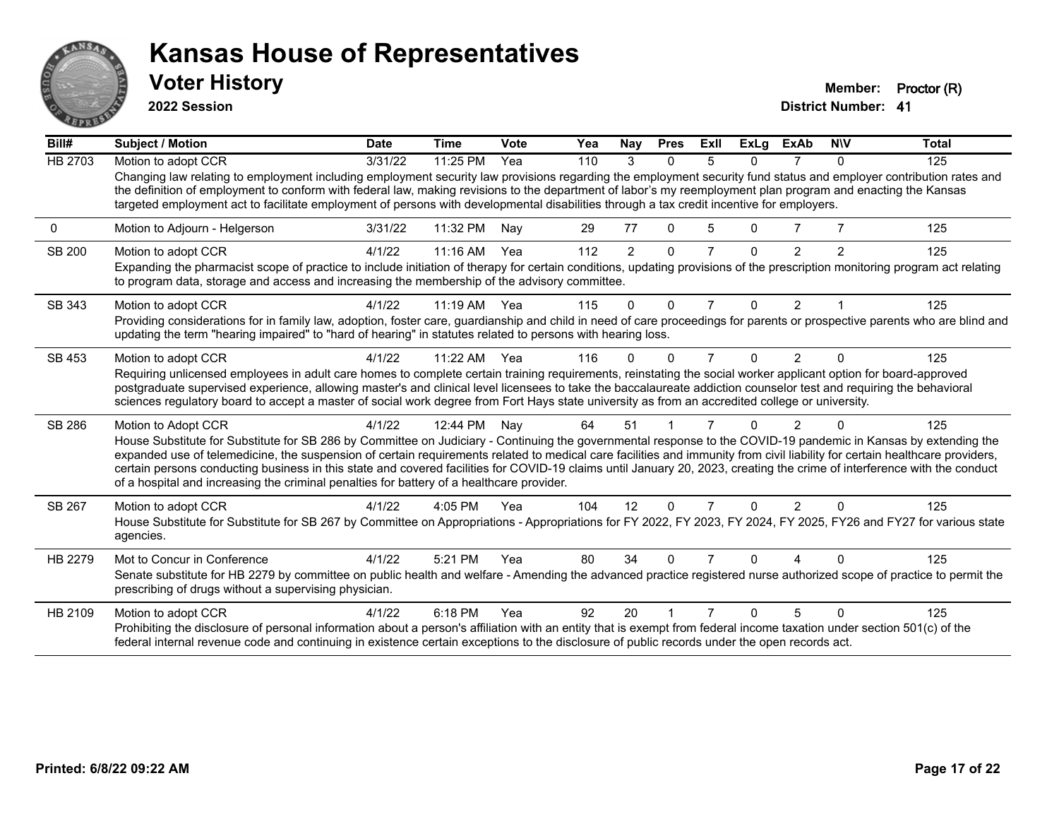# Kansas House of Representatives

## Voter History

**2022 Session**

**Member:** Proctor (R)
**District Number:** 41

| Bill# | Subject / Motion | Date | Time | Vote | Yea | Nay | Pres | ExII | ExLg | ExAb | N\V | Total |
|---|---|---|---|---|---|---|---|---|---|---|---|---|
| HB 2703 | Motion to adopt CCR | 3/31/22 | 11:25 PM | Yea | 110 | 3 | 0 | 5 | 0 | 7 | 0 | 125 |
| | Changing law relating to employment including employment security law provisions regarding the employment security fund status and employer contribution rates and the definition of employment to conform with federal law, making revisions to the department of labor's my reemployment plan program and enacting the Kansas targeted employment act to facilitate employment of persons with developmental disabilities through a tax credit incentive for employers. | | | | | | | | | | | |
| 0 | Motion to Adjourn - Helgerson | 3/31/22 | 11:32 PM | Nay | 29 | 77 | 0 | 5 | 0 | 7 | 7 | 125 |
| SB 200 | Motion to adopt CCR | 4/1/22 | 11:16 AM | Yea | 112 | 2 | 0 | 7 | 0 | 2 | 2 | 125 |
| | Expanding the pharmacist scope of practice to include initiation of therapy for certain conditions, updating provisions of the prescription monitoring program act relating to program data, storage and access and increasing the membership of the advisory committee. | | | | | | | | | | | |
| SB 343 | Motion to adopt CCR | 4/1/22 | 11:19 AM | Yea | 115 | 0 | 0 | 7 | 0 | 2 | 1 | 125 |
| | Providing considerations for in family law, adoption, foster care, guardianship and child in need of care proceedings for parents or prospective parents who are blind and updating the term "hearing impaired" to "hard of hearing" in statutes related to persons with hearing loss. | | | | | | | | | | | |
| SB 453 | Motion to adopt CCR | 4/1/22 | 11:22 AM | Yea | 116 | 0 | 0 | 7 | 0 | 2 | 0 | 125 |
| | Requiring unlicensed employees in adult care homes to complete certain training requirements, reinstating the social worker applicant option for board-approved postgraduate supervised experience, allowing master's and clinical level licensees to take the baccalaureate addiction counselor test and requiring the behavioral sciences regulatory board to accept a master of social work degree from Fort Hays state university as from an accredited college or university. | | | | | | | | | | | |
| SB 286 | Motion to Adopt CCR | 4/1/22 | 12:44 PM | Nay | 64 | 51 | 1 | 7 | 0 | 2 | 0 | 125 |
| | House Substitute for Substitute for SB 286 by Committee on Judiciary - Continuing the governmental response to the COVID-19 pandemic in Kansas by extending the expanded use of telemedicine, the suspension of certain requirements related to medical care facilities and immunity from civil liability for certain healthcare providers, certain persons conducting business in this state and covered facilities for COVID-19 claims until January 20, 2023, creating the crime of interference with the conduct of a hospital and increasing the criminal penalties for battery of a healthcare provider. | | | | | | | | | | | |
| SB 267 | Motion to adopt CCR | 4/1/22 | 4:05 PM | Yea | 104 | 12 | 0 | 7 | 0 | 2 | 0 | 125 |
| | House Substitute for Substitute for SB 267 by Committee on Appropriations - Appropriations for FY 2022, FY 2023, FY 2024, FY 2025, FY26 and FY27 for various state agencies. | | | | | | | | | | | |
| HB 2279 | Mot to Concur in Conference | 4/1/22 | 5:21 PM | Yea | 80 | 34 | 0 | 7 | 0 | 4 | 0 | 125 |
| | Senate substitute for HB 2279 by committee on public health and welfare - Amending the advanced practice registered nurse authorized scope of practice to permit the prescribing of drugs without a supervising physician. | | | | | | | | | | | |
| HB 2109 | Motion to adopt CCR | 4/1/22 | 6:18 PM | Yea | 92 | 20 | 1 | 7 | 0 | 5 | 0 | 125 |
| | Prohibiting the disclosure of personal information about a person's affiliation with an entity that is exempt from federal income taxation under section 501(c) of the federal internal revenue code and continuing in existence certain exceptions to the disclosure of public records under the open records act. | | | | | | | | | | | |

**Printed: 6/8/22 09:22 AM**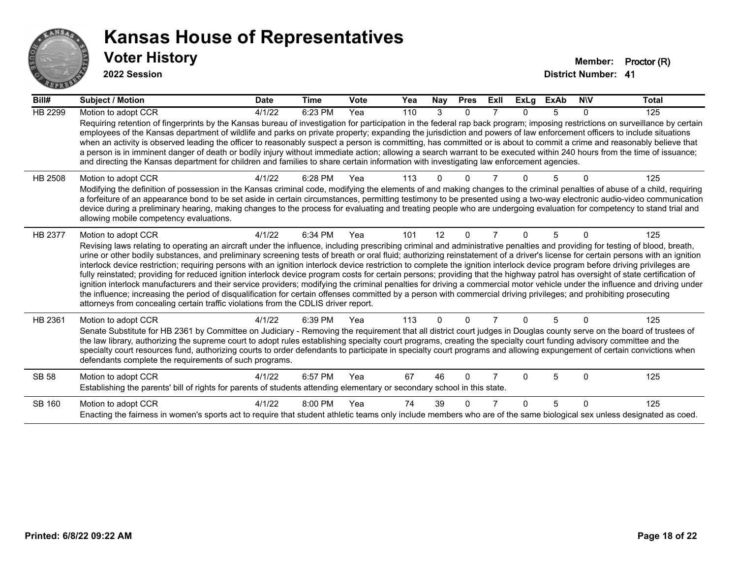# Kansas House of Representatives

## Voter History

**2022 Session**

**Member:** Proctor (R)
**District Number:** 41

| Bill# | Subject / Motion | Date | Time | Vote | Yea | Nay | Pres | ExII | ExLg | ExAb | N\V | Total |
|---|---|---|---|---|---|---|---|---|---|---|---|---|
| HB 2299 | Motion to adopt CCR | 4/1/22 | 6:23 PM | Yea | 110 | 3 | 0 | 7 | 0 | 5 | 0 | 125 |
| | Requiring retention of fingerprints by the Kansas bureau of investigation for participation in the federal rap back program; imposing restrictions on surveillance by certain employees of the Kansas department of wildlife and parks on private property; expanding the jurisdiction and powers of law enforcement officers to include situations when an activity is observed leading the officer to reasonably suspect a person is committing, has committed or is about to commit a crime and reasonably believe that a person is in imminent danger of death or bodily injury without immediate action; allowing a search warrant to be executed within 240 hours from the time of issuance; and directing the Kansas department for children and families to share certain information with investigating law enforcement agencies. | | | | | | | | | | | |
| HB 2508 | Motion to adopt CCR | 4/1/22 | 6:28 PM | Yea | 113 | 0 | 0 | 7 | 0 | 5 | 0 | 125 |
| | Modifying the definition of possession in the Kansas criminal code, modifying the elements of and making changes to the criminal penalties of abuse of a child, requiring a forfeiture of an appearance bond to be set aside in certain circumstances, permitting testimony to be presented using a two-way electronic audio-video communication device during a preliminary hearing, making changes to the process for evaluating and treating people who are undergoing evaluation for competency to stand trial and allowing mobile competency evaluations. | | | | | | | | | | | |
| HB 2377 | Motion to adopt CCR | 4/1/22 | 6:34 PM | Yea | 101 | 12 | 0 | 7 | 0 | 5 | 0 | 125 |
| | Revising laws relating to operating an aircraft under the influence, including prescribing criminal and administrative penalties and providing for testing of blood, breath, urine or other bodily substances, and preliminary screening tests of breath or oral fluid; authorizing reinstatement of a driver's license for certain persons with an ignition interlock device restriction; requiring persons with an ignition interlock device restriction to complete the ignition interlock device program before driving privileges are fully reinstated; providing for reduced ignition interlock device program costs for certain persons; providing that the highway patrol has oversight of state certification of ignition interlock manufacturers and their service providers; modifying the criminal penalties for driving a commercial motor vehicle under the influence and driving under the influence; increasing the period of disqualification for certain offenses committed by a person with commercial driving privileges; and prohibiting prosecuting attorneys from concealing certain traffic violations from the CDLIS driver report. | | | | | | | | | | | |
| HB 2361 | Motion to adopt CCR | 4/1/22 | 6:39 PM | Yea | 113 | 0 | 0 | 7 | 0 | 5 | 0 | 125 |
| | Senate Substitute for HB 2361 by Committee on Judiciary - Removing the requirement that all district court judges in Douglas county serve on the board of trustees of the law library, authorizing the supreme court to adopt rules establishing specialty court programs, creating the specialty court funding advisory committee and the specialty court resources fund, authorizing courts to order defendants to participate in specialty court programs and allowing expungement of certain convictions when defendants complete the requirements of such programs. | | | | | | | | | | | |
| SB 58 | Motion to adopt CCR | 4/1/22 | 6:57 PM | Yea | 67 | 46 | 0 | 7 | 0 | 5 | 0 | 125 |
| | Establishing the parents' bill of rights for parents of students attending elementary or secondary school in this state. | | | | | | | | | | | |
| SB 160 | Motion to adopt CCR | 4/1/22 | 8:00 PM | Yea | 74 | 39 | 0 | 7 | 0 | 5 | 0 | 125 |
| | Enacting the fairness in women's sports act to require that student athletic teams only include members who are of the same biological sex unless designated as coed. | | | | | | | | | | | |

**Printed: 6/8/22 09:22 AM**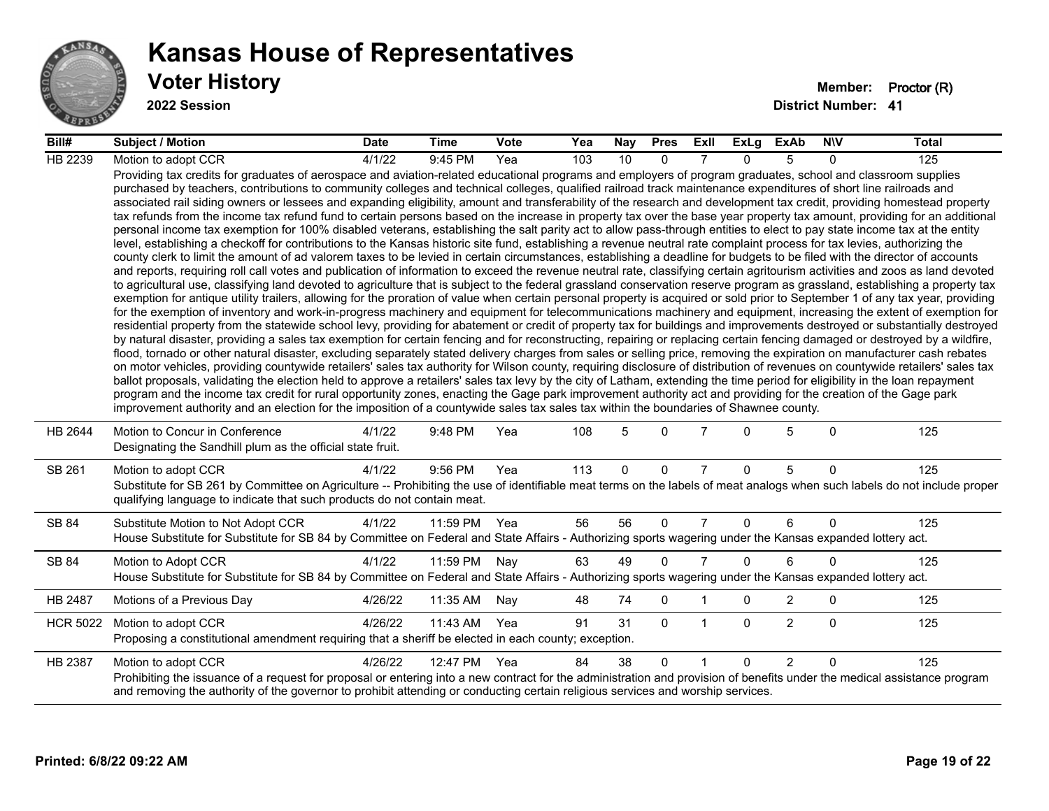# Kansas House of Representatives

## Voter History

**2022 Session**

**Member:** Proctor (R)

**District Number:** 41

| Bill# | Subject / Motion | Date | Time | Vote | Yea | Nay | Pres | ExII | ExLg | ExAb | N\V | Total |
|---|---|---|---|---|---|---|---|---|---|---|---|---|
| HB 2239 | Motion to adopt CCR | 4/1/22 | 9:45 PM | Yea | 103 | 10 | 0 | 7 | 0 | 5 | 0 | 125 |
| | Providing tax credits for graduates of aerospace and aviation-related educational programs and employers of program graduates, school and classroom supplies purchased by teachers, contributions to community colleges and technical colleges, qualified railroad track maintenance expenditures of short line railroads and associated rail siding owners or lessees and expanding eligibility, amount and transferability of the research and development tax credit, providing homestead property tax refunds from the income tax refund fund to certain persons based on the increase in property tax over the base year property tax amount, providing for an additional personal income tax exemption for 100% disabled veterans, establishing the salt parity act to allow pass-through entities to elect to pay state income tax at the entity level, establishing a checkoff for contributions to the Kansas historic site fund, establishing a revenue neutral rate complaint process for tax levies, authorizing the county clerk to limit the amount of ad valorem taxes to be levied in certain circumstances, establishing a deadline for budgets to be filed with the director of accounts and reports, requiring roll call votes and publication of information to exceed the revenue neutral rate, classifying certain agritourism activities and zoos as land devoted to agricultural use, classifying land devoted to agriculture that is subject to the federal grassland conservation reserve program as grassland, establishing a property tax exemption for antique utility trailers, allowing for the proration of value when certain personal property is acquired or sold prior to September 1 of any tax year, providing for the exemption of inventory and work-in-progress machinery and equipment for telecommunications machinery and equipment, increasing the extent of exemption for residential property from the statewide school levy, providing for abatement or credit of property tax for buildings and improvements destroyed or substantially destroyed by natural disaster, providing a sales tax exemption for certain fencing and for reconstructing, repairing or replacing certain fencing damaged or destroyed by a wildfire, flood, tornado or other natural disaster, excluding separately stated delivery charges from sales or selling price, removing the expiration on manufacturer cash rebates on motor vehicles, providing countywide retailers' sales tax authority for Wilson county, requiring disclosure of distribution of revenues on countywide retailers' sales tax ballot proposals, validating the election held to approve a retailers' sales tax levy by the city of Latham, extending the time period for eligibility in the loan repayment program and the income tax credit for rural opportunity zones, enacting the Gage park improvement authority act and providing for the creation of the Gage park improvement authority and an election for the imposition of a countywide sales tax sales tax within the boundaries of Shawnee county. | | | | | | | | | | | |
| HB 2644 | Motion to Concur in Conference | 4/1/22 | 9:48 PM | Yea | 108 | 5 | 0 | 7 | 0 | 5 | 0 | 125 |
| | Designating the Sandhill plum as the official state fruit. | | | | | | | | | | | |
| SB 261 | Motion to adopt CCR | 4/1/22 | 9:56 PM | Yea | 113 | 0 | 0 | 7 | 0 | 5 | 0 | 125 |
| | Substitute for SB 261 by Committee on Agriculture -- Prohibiting the use of identifiable meat terms on the labels of meat analogs when such labels do not include proper qualifying language to indicate that such products do not contain meat. | | | | | | | | | | | |
| SB 84 | Substitute Motion to Not Adopt CCR | 4/1/22 | 11:59 PM | Yea | 56 | 56 | 0 | 7 | 0 | 6 | 0 | 125 |
| | House Substitute for Substitute for SB 84 by Committee on Federal and State Affairs - Authorizing sports wagering under the Kansas expanded lottery act. | | | | | | | | | | | |
| SB 84 | Motion to Adopt CCR | 4/1/22 | 11:59 PM | Nay | 63 | 49 | 0 | 7 | 0 | 6 | 0 | 125 |
| | House Substitute for Substitute for SB 84 by Committee on Federal and State Affairs - Authorizing sports wagering under the Kansas expanded lottery act. | | | | | | | | | | | |
| HB 2487 | Motions of a Previous Day | 4/26/22 | 11:35 AM | Nay | 48 | 74 | 0 | 1 | 0 | 2 | 0 | 125 |
| HCR 5022 | Motion to adopt CCR | 4/26/22 | 11:43 AM | Yea | 91 | 31 | 0 | 1 | 0 | 2 | 0 | 125 |
| | Proposing a constitutional amendment requiring that a sheriff be elected in each county; exception. | | | | | | | | | | | |
| HB 2387 | Motion to adopt CCR | 4/26/22 | 12:47 PM | Yea | 84 | 38 | 0 | 1 | 0 | 2 | 0 | 125 |
| | Prohibiting the issuance of a request for proposal or entering into a new contract for the administration and provision of benefits under the medical assistance program and removing the authority of the governor to prohibit attending or conducting certain religious services and worship services. | | | | | | | | | | | |

**Printed: 6/8/22 09:22 AM**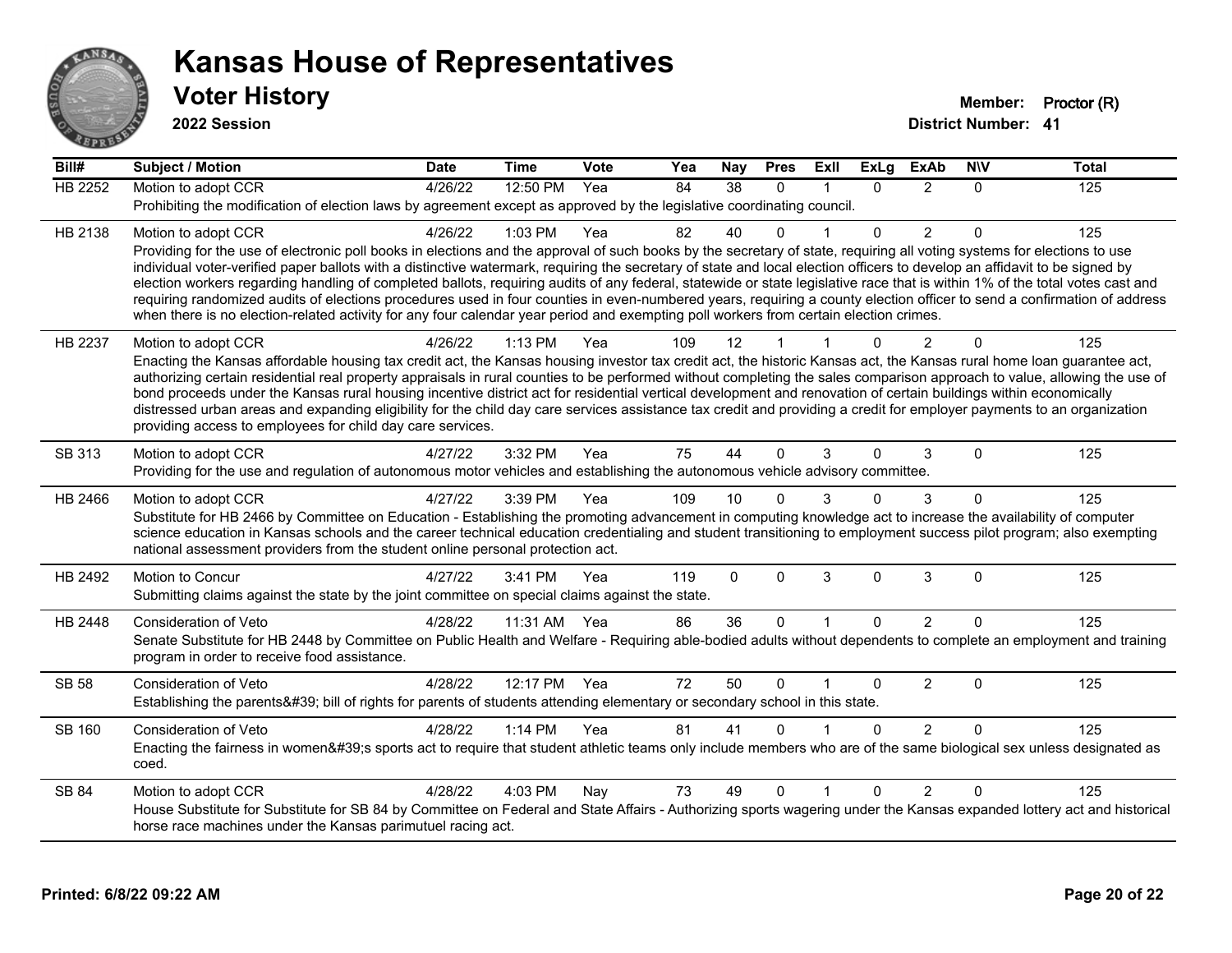# Kansas House of Representatives

## Voter History

**2022 Session**

**Member:** Proctor (R)

**District Number:** 41

| Bill# | Subject / Motion | Date | Time | Vote | Yea | Nay | Pres | ExII | ExLg | ExAb | N\V | Total |
|---|---|---|---|---|---|---|---|---|---|---|---|---|
| HB 2252 | Motion to adopt CCR | 4/26/22 | 12:50 PM | Yea | 84 | 38 | 0 | 1 | 0 | 2 | 0 | 125 |
| | Prohibiting the modification of election laws by agreement except as approved by the legislative coordinating council. | | | | | | | | | | | |
| HB 2138 | Motion to adopt CCR | 4/26/22 | 1:03 PM | Yea | 82 | 40 | 0 | 1 | 0 | 2 | 0 | 125 |
| | Providing for the use of electronic poll books in elections and the approval of such books by the secretary of state, requiring all voting systems for elections to use individual voter-verified paper ballots with a distinctive watermark, requiring the secretary of state and local election officers to develop an affidavit to be signed by election workers regarding handling of completed ballots, requiring audits of any federal, statewide or state legislative race that is within 1% of the total votes cast and requiring randomized audits of elections procedures used in four counties in even-numbered years, requiring a county election officer to send a confirmation of address when there is no election-related activity for any four calendar year period and exempting poll workers from certain election crimes. | | | | | | | | | | | |
| HB 2237 | Motion to adopt CCR | 4/26/22 | 1:13 PM | Yea | 109 | 12 | 1 | 1 | 0 | 2 | 0 | 125 |
| | Enacting the Kansas affordable housing tax credit act, the Kansas housing investor tax credit act, the historic Kansas act, the Kansas rural home loan guarantee act, authorizing certain residential real property appraisals in rural counties to be performed without completing the sales comparison approach to value, allowing the use of bond proceeds under the Kansas rural housing incentive district act for residential vertical development and renovation of certain buildings within economically distressed urban areas and expanding eligibility for the child day care services assistance tax credit and providing a credit for employer payments to an organization providing access to employees for child day care services. | | | | | | | | | | | |
| SB 313 | Motion to adopt CCR | 4/27/22 | 3:32 PM | Yea | 75 | 44 | 0 | 3 | 0 | 3 | 0 | 125 |
| | Providing for the use and regulation of autonomous motor vehicles and establishing the autonomous vehicle advisory committee. | | | | | | | | | | | |
| HB 2466 | Motion to adopt CCR | 4/27/22 | 3:39 PM | Yea | 109 | 10 | 0 | 3 | 0 | 3 | 0 | 125 |
| | Substitute for HB 2466 by Committee on Education - Establishing the promoting advancement in computing knowledge act to increase the availability of computer science education in Kansas schools and the career technical education credentialing and student transitioning to employment success pilot program; also exempting national assessment providers from the student online personal protection act. | | | | | | | | | | | |
| HB 2492 | Motion to Concur | 4/27/22 | 3:41 PM | Yea | 119 | 0 | 0 | 3 | 0 | 3 | 0 | 125 |
| | Submitting claims against the state by the joint committee on special claims against the state. | | | | | | | | | | | |
| HB 2448 | Consideration of Veto | 4/28/22 | 11:31 AM | Yea | 86 | 36 | 0 | 1 | 0 | 2 | 0 | 125 |
| | Senate Substitute for HB 2448 by Committee on Public Health and Welfare - Requiring able-bodied adults without dependents to complete an employment and training program in order to receive food assistance. | | | | | | | | | | | |
| SB 58 | Consideration of Veto | 4/28/22 | 12:17 PM | Yea | 72 | 50 | 0 | 1 | 0 | 2 | 0 | 125 |
| | Establishing the parents&#39; bill of rights for parents of students attending elementary or secondary school in this state. | | | | | | | | | | | |
| SB 160 | Consideration of Veto | 4/28/22 | 1:14 PM | Yea | 81 | 41 | 0 | 1 | 0 | 2 | 0 | 125 |
| | Enacting the fairness in women&#39;s sports act to require that student athletic teams only include members who are of the same biological sex unless designated as coed. | | | | | | | | | | | |
| SB 84 | Motion to adopt CCR | 4/28/22 | 4:03 PM | Nay | 73 | 49 | 0 | 1 | 0 | 2 | 0 | 125 |
| | House Substitute for Substitute for SB 84 by Committee on Federal and State Affairs - Authorizing sports wagering under the Kansas expanded lottery act and historical horse race machines under the Kansas parimutuel racing act. | | | | | | | | | | | |

Printed: 6/8/22 09:22 AM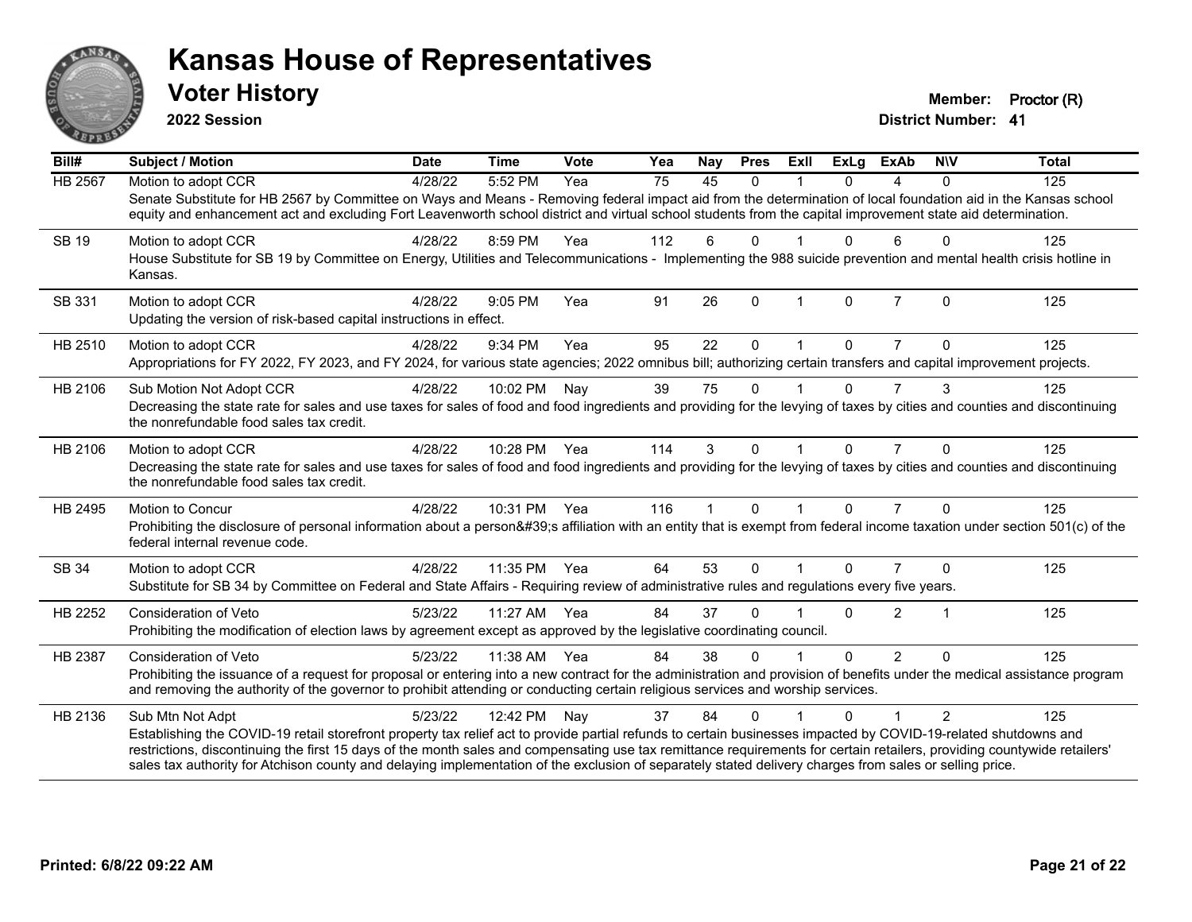# Kansas House of Representatives

## Voter History

**2022 Session**

**Member:** Proctor (R)

**District Number:** 41

| Bill# | Subject / Motion | Date | Time | Vote | Yea | Nay | Pres | ExII | ExLg | ExAb | N\V | Total |
|---|---|---|---|---|---|---|---|---|---|---|---|---|
| HB 2567 | Motion to adopt CCR | 4/28/22 | 5:52 PM | Yea | 75 | 45 | 0 | 1 | 0 | 4 | 0 | 125 |
| | Senate Substitute for HB 2567 by Committee on Ways and Means - Removing federal impact aid from the determination of local foundation aid in the Kansas school equity and enhancement act and excluding Fort Leavenworth school district and virtual school students from the capital improvement state aid determination. | | | | | | | | | | | |
| SB 19 | Motion to adopt CCR | 4/28/22 | 8:59 PM | Yea | 112 | 6 | 0 | 1 | 0 | 6 | 0 | 125 |
| | House Substitute for SB 19 by Committee on Energy, Utilities and Telecommunications - Implementing the 988 suicide prevention and mental health crisis hotline in Kansas. | | | | | | | | | | | |
| SB 331 | Motion to adopt CCR | 4/28/22 | 9:05 PM | Yea | 91 | 26 | 0 | 1 | 0 | 7 | 0 | 125 |
| | Updating the version of risk-based capital instructions in effect. | | | | | | | | | | | |
| HB 2510 | Motion to adopt CCR | 4/28/22 | 9:34 PM | Yea | 95 | 22 | 0 | 1 | 0 | 7 | 0 | 125 |
| | Appropriations for FY 2022, FY 2023, and FY 2024, for various state agencies; 2022 omnibus bill; authorizing certain transfers and capital improvement projects. | | | | | | | | | | | |
| HB 2106 | Sub Motion Not Adopt CCR | 4/28/22 | 10:02 PM | Nay | 39 | 75 | 0 | 1 | 0 | 7 | 3 | 125 |
| | Decreasing the state rate for sales and use taxes for sales of food and food ingredients and providing for the levying of taxes by cities and counties and discontinuing the nonrefundable food sales tax credit. | | | | | | | | | | | |
| HB 2106 | Motion to adopt CCR | 4/28/22 | 10:28 PM | Yea | 114 | 3 | 0 | 1 | 0 | 7 | 0 | 125 |
| | Decreasing the state rate for sales and use taxes for sales of food and food ingredients and providing for the levying of taxes by cities and counties and discontinuing the nonrefundable food sales tax credit. | | | | | | | | | | | |
| HB 2495 | Motion to Concur | 4/28/22 | 10:31 PM | Yea | 116 | 1 | 0 | 1 | 0 | 7 | 0 | 125 |
| | Prohibiting the disclosure of personal information about a person&#39;s affiliation with an entity that is exempt from federal income taxation under section 501(c) of the federal internal revenue code. | | | | | | | | | | | |
| SB 34 | Motion to adopt CCR | 4/28/22 | 11:35 PM | Yea | 64 | 53 | 0 | 1 | 0 | 7 | 0 | 125 |
| | Substitute for SB 34 by Committee on Federal and State Affairs - Requiring review of administrative rules and regulations every five years. | | | | | | | | | | | |
| HB 2252 | Consideration of Veto | 5/23/22 | 11:27 AM | Yea | 84 | 37 | 0 | 1 | 0 | 2 | 1 | 125 |
| | Prohibiting the modification of election laws by agreement except as approved by the legislative coordinating council. | | | | | | | | | | | |
| HB 2387 | Consideration of Veto | 5/23/22 | 11:38 AM | Yea | 84 | 38 | 0 | 1 | 0 | 2 | 0 | 125 |
| | Prohibiting the issuance of a request for proposal or entering into a new contract for the administration and provision of benefits under the medical assistance program and removing the authority of the governor to prohibit attending or conducting certain religious services and worship services. | | | | | | | | | | | |
| HB 2136 | Sub Mtn Not Adpt | 5/23/22 | 12:42 PM | Nay | 37 | 84 | 0 | 1 | 0 | 1 | 2 | 125 |
| | Establishing the COVID-19 retail storefront property tax relief act to provide partial refunds to certain businesses impacted by COVID-19-related shutdowns and restrictions, discontinuing the first 15 days of the month sales and compensating use tax remittance requirements for certain retailers, providing countywide retailers' sales tax authority for Atchison county and delaying implementation of the exclusion of separately stated delivery charges from sales or selling price. | | | | | | | | | | | |

**Printed: 6/8/22 09:22 AM**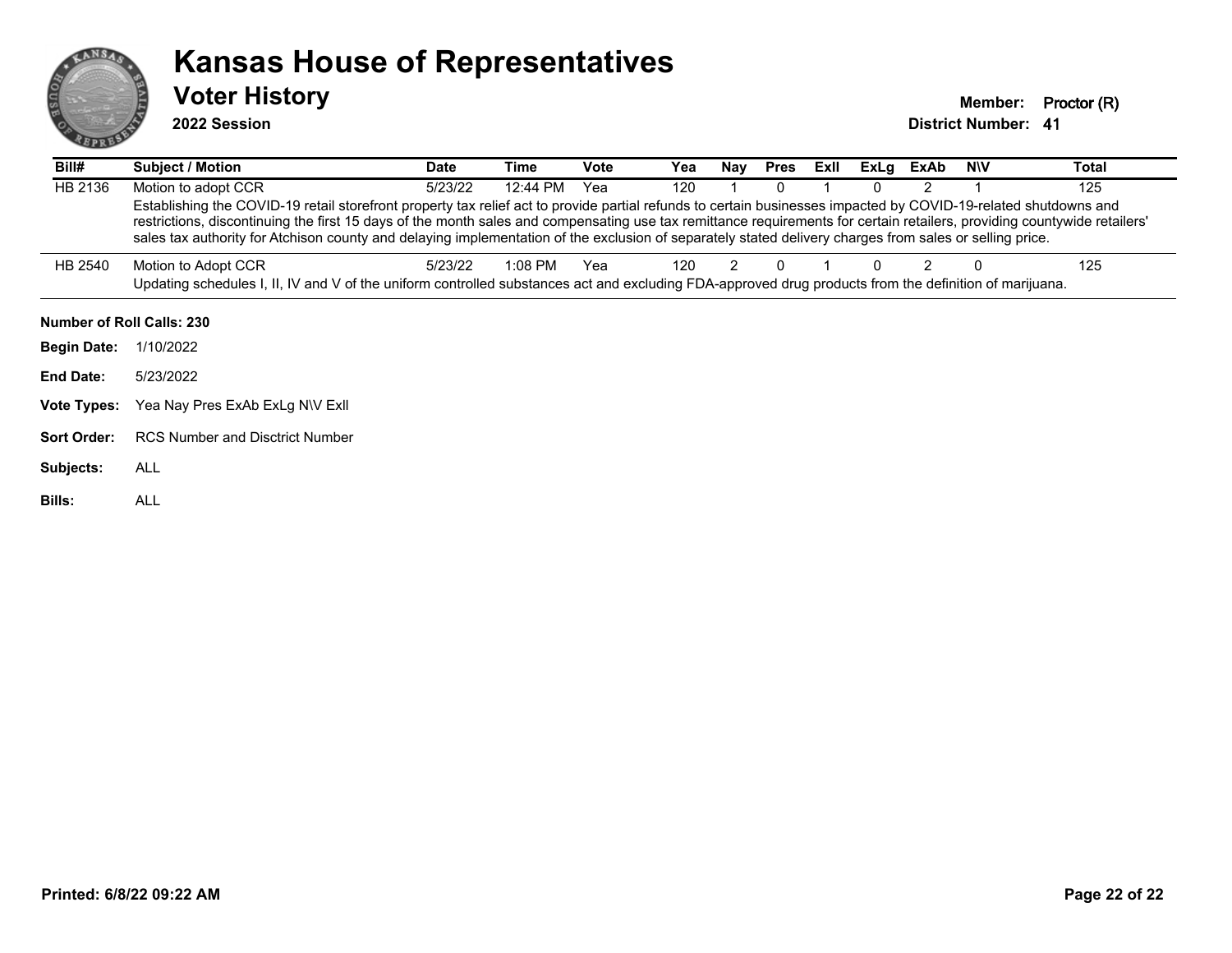# Kansas House of Representatives

## Voter History

**2022 Session**

**Member:** Proctor (R)
**District Number:** 41

| Bill# | Subject / Motion | Date | Time | Vote | Yea | Nay | Pres | ExlI | ExLg | ExAb | N\V | Total |
|---|---|---|---|---|---|---|---|---|---|---|---|---|
| HB 2136 | Motion to adopt CCR | 5/23/22 | 12:44 PM | Yea | 120 | 1 | 0 | 1 | 0 | 2 | 1 | 125 |
| | Establishing the COVID-19 retail storefront property tax relief act to provide partial refunds to certain businesses impacted by COVID-19-related shutdowns and restrictions, discontinuing the first 15 days of the month sales and compensating use tax remittance requirements for certain retailers, providing countywide retailers' sales tax authority for Atchison county and delaying implementation of the exclusion of separately stated delivery charges from sales or selling price. | | | | | | | | | | | |
| HB 2540 | Motion to Adopt CCR | 5/23/22 | 1:08 PM | Yea | 120 | 2 | 0 | 1 | 0 | 2 | 0 | 125 |
| | Updating schedules I, II, IV and V of the uniform controlled substances act and excluding FDA-approved drug products from the definition of marijuana. | | | | | | | | | | | |

**Number of Roll Calls: 230**

**Begin Date:** 1/10/2022

**End Date:** 5/23/2022

**Vote Types:** Yea Nay Pres ExAb ExLg N\V ExlI

**Sort Order:** RCS Number and Disctrict Number

**Subjects:** ALL

**Bills:** ALL

Printed: 6/8/22 09:22 AM